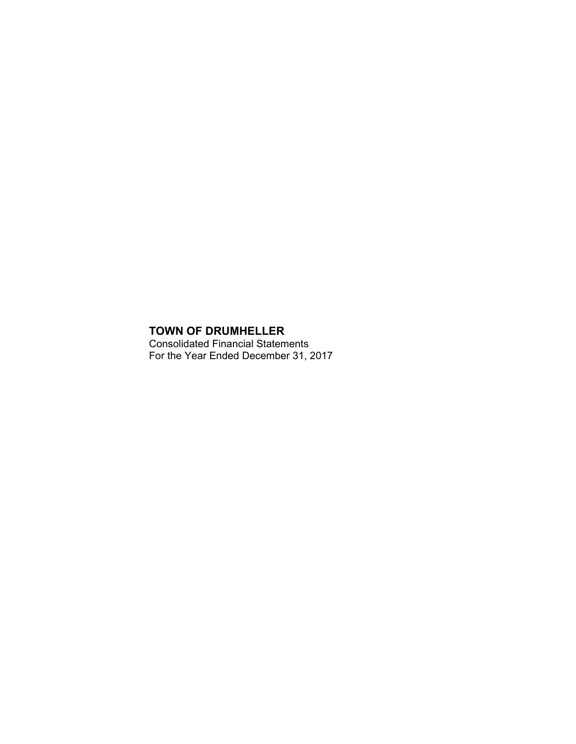# TOWN OF DRUMHELLER

Consolidated Financial Statements
For the Year Ended December 31, 2017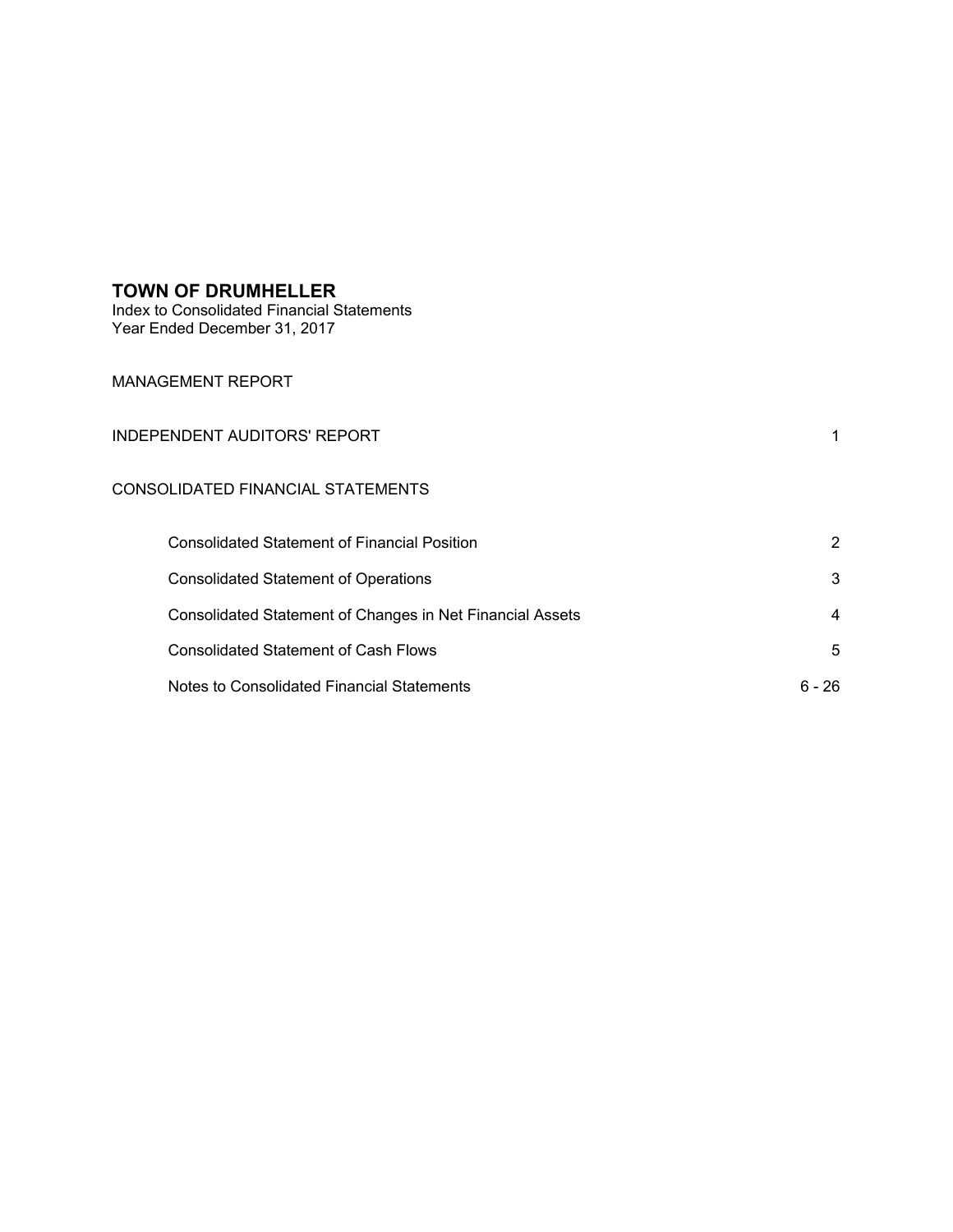# TOWN OF DRUMHELLER

Index to Consolidated Financial Statements
Year Ended December 31, 2017

MANAGEMENT REPORT

| | |
|---|---|
| INDEPENDENT AUDITORS' REPORT | 1 |
| CONSOLIDATED FINANCIAL STATEMENTS | |
| Consolidated Statement of Financial Position | 2 |
| Consolidated Statement of Operations | 3 |
| Consolidated Statement of Changes in Net Financial Assets | 4 |
| Consolidated Statement of Cash Flows | 5 |
| Notes to Consolidated Financial Statements | 6 - 26 |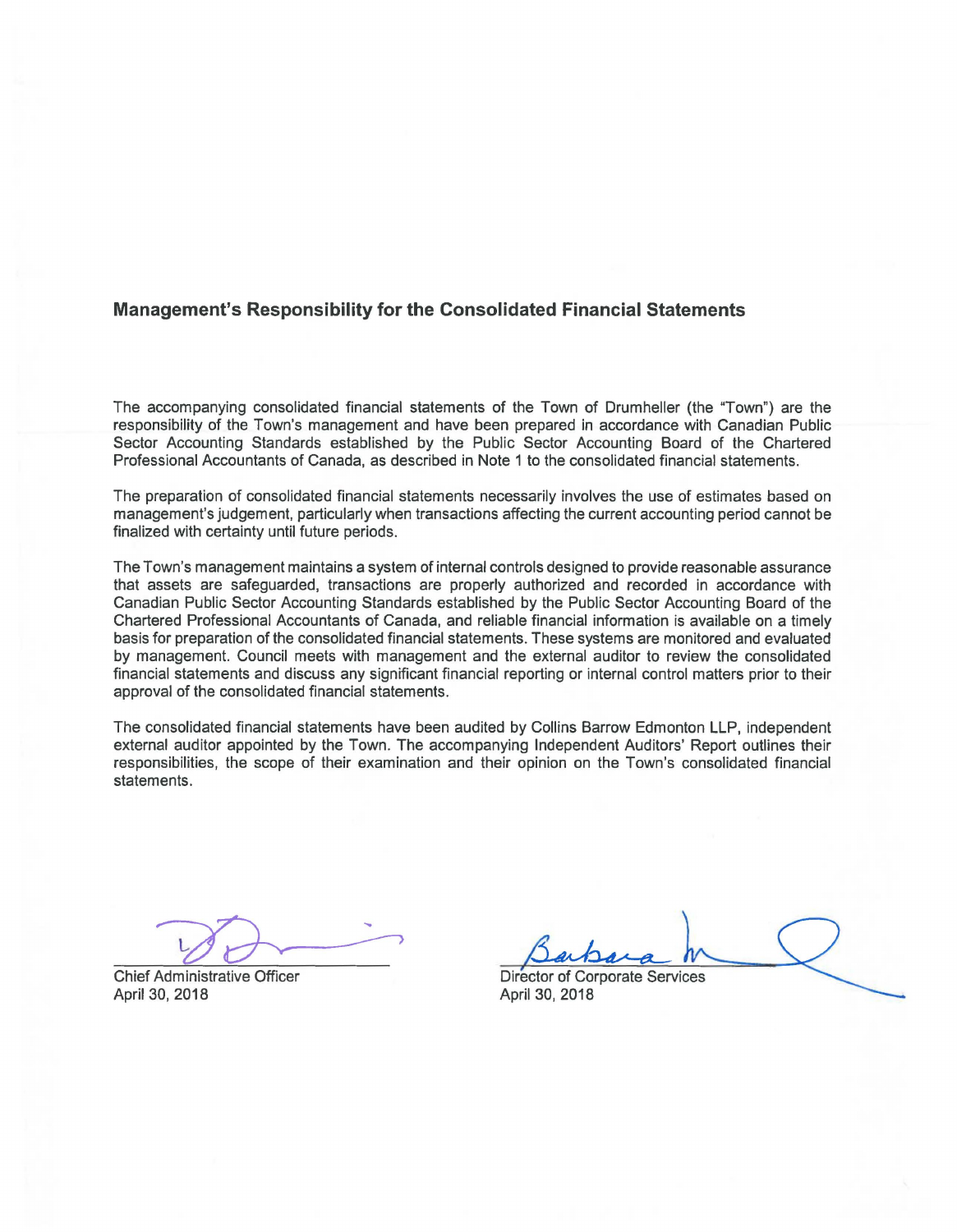## Management's Responsibility for the Consolidated Financial Statements

The accompanying consolidated financial statements of the Town of Drumheller (the "Town") are the responsibility of the Town's management and have been prepared in accordance with Canadian Public Sector Accounting Standards established by the Public Sector Accounting Board of the Chartered Professional Accountants of Canada, as described in Note 1 to the consolidated financial statements.

The preparation of consolidated financial statements necessarily involves the use of estimates based on management's judgement, particularly when transactions affecting the current accounting period cannot be finalized with certainty until future periods.

The Town's management maintains a system of internal controls designed to provide reasonable assurance that assets are safeguarded, transactions are properly authorized and recorded in accordance with Canadian Public Sector Accounting Standards established by the Public Sector Accounting Board of the Chartered Professional Accountants of Canada, and reliable financial information is available on a timely basis for preparation of the consolidated financial statements. These systems are monitored and evaluated by management. Council meets with management and the external auditor to review the consolidated financial statements and discuss any significant financial reporting or internal control matters prior to their approval of the consolidated financial statements.

The consolidated financial statements have been audited by Collins Barrow Edmonton LLP, independent external auditor appointed by the Town. The accompanying Independent Auditors' Report outlines their responsibilities, the scope of their examination and their opinion on the Town's consolidated financial statements.

Chief Administrative Officer
April 30, 2018

Director of Corporate Services
April 30, 2018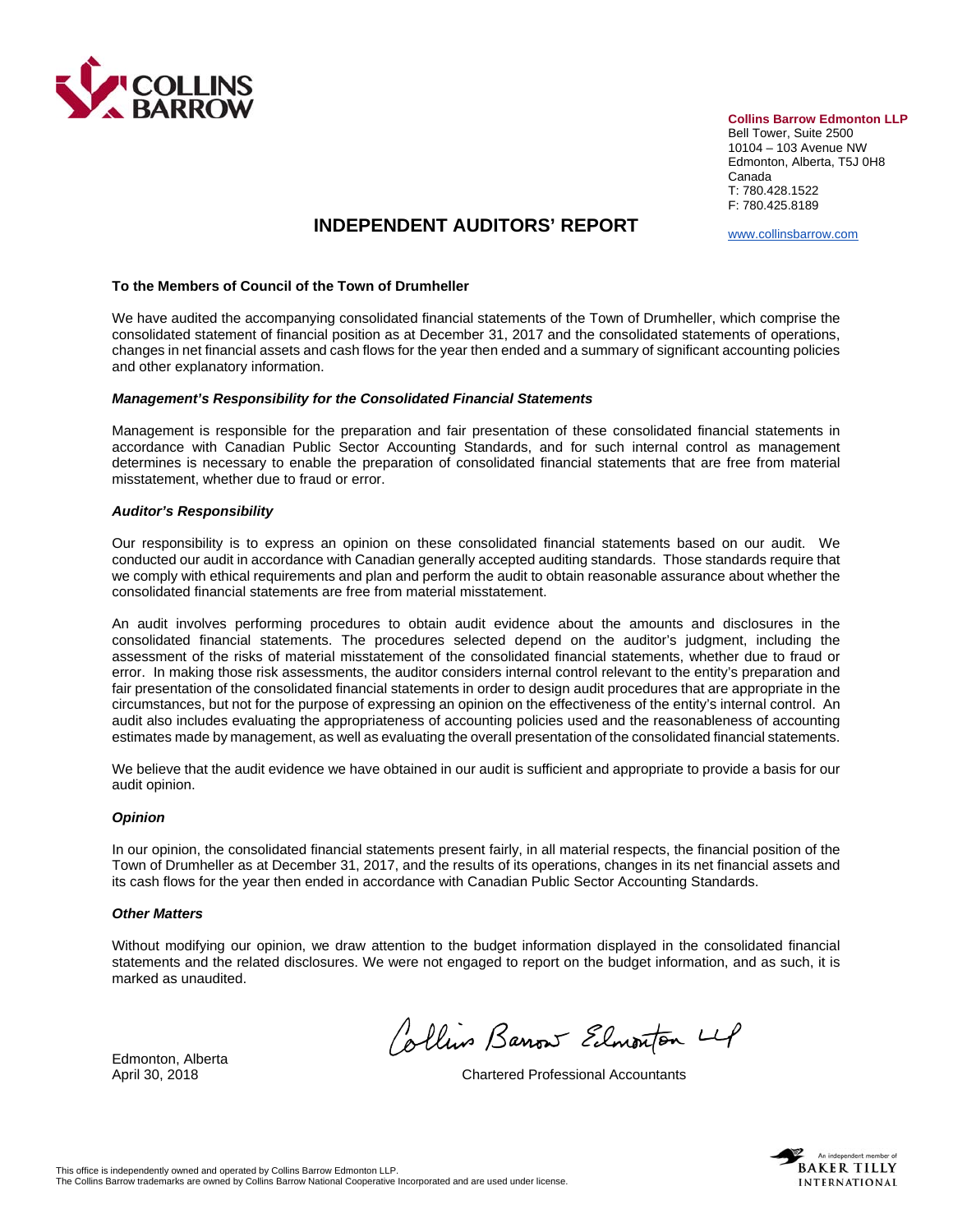**Collins Barrow Edmonton LLP**
Bell Tower, Suite 2500
10104 – 103 Avenue NW
Edmonton, Alberta, T5J 0H8
Canada
T: 780.428.1522
F: 780.425.8189

www.collinsbarrow.com

# INDEPENDENT AUDITORS' REPORT

**To the Members of Council of the Town of Drumheller**

We have audited the accompanying consolidated financial statements of the Town of Drumheller, which comprise the consolidated statement of financial position as at December 31, 2017 and the consolidated statements of operations, changes in net financial assets and cash flows for the year then ended and a summary of significant accounting policies and other explanatory information.

***Management's Responsibility for the Consolidated Financial Statements***

Management is responsible for the preparation and fair presentation of these consolidated financial statements in accordance with Canadian Public Sector Accounting Standards, and for such internal control as management determines is necessary to enable the preparation of consolidated financial statements that are free from material misstatement, whether due to fraud or error.

***Auditor's Responsibility***

Our responsibility is to express an opinion on these consolidated financial statements based on our audit. We conducted our audit in accordance with Canadian generally accepted auditing standards. Those standards require that we comply with ethical requirements and plan and perform the audit to obtain reasonable assurance about whether the consolidated financial statements are free from material misstatement.

An audit involves performing procedures to obtain audit evidence about the amounts and disclosures in the consolidated financial statements. The procedures selected depend on the auditor's judgment, including the assessment of the risks of material misstatement of the consolidated financial statements, whether due to fraud or error. In making those risk assessments, the auditor considers internal control relevant to the entity's preparation and fair presentation of the consolidated financial statements in order to design audit procedures that are appropriate in the circumstances, but not for the purpose of expressing an opinion on the effectiveness of the entity's internal control. An audit also includes evaluating the appropriateness of accounting policies used and the reasonableness of accounting estimates made by management, as well as evaluating the overall presentation of the consolidated financial statements.

We believe that the audit evidence we have obtained in our audit is sufficient and appropriate to provide a basis for our audit opinion.

***Opinion***

In our opinion, the consolidated financial statements present fairly, in all material respects, the financial position of the Town of Drumheller as at December 31, 2017, and the results of its operations, changes in its net financial assets and its cash flows for the year then ended in accordance with Canadian Public Sector Accounting Standards.

***Other Matters***

Without modifying our opinion, we draw attention to the budget information displayed in the consolidated financial statements and the related disclosures. We were not engaged to report on the budget information, and as such, it is marked as unaudited.

Collins Barrow Edmonton LLP

Edmonton, Alberta
April 30, 2018

Chartered Professional Accountants

This office is independently owned and operated by Collins Barrow Edmonton LLP.
The Collins Barrow trademarks are owned by Collins Barrow National Cooperative Incorporated and are used under license.

An independent member of BAKER TILLY INTERNATIONAL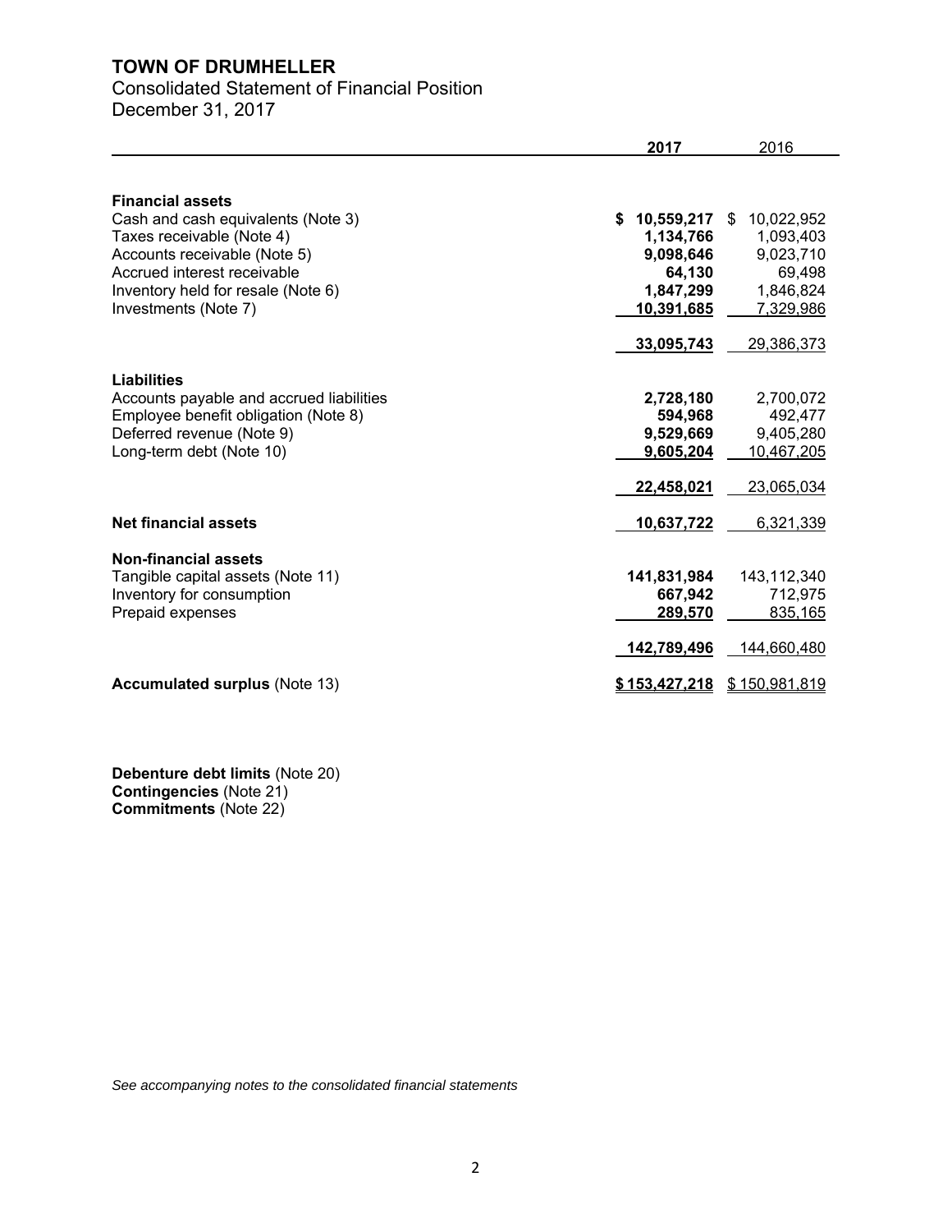# TOWN OF DRUMHELLER

Consolidated Statement of Financial Position

December 31, 2017

| | 2017 | 2016 |
|---|---|---|
| **Financial assets** | | |
| Cash and cash equivalents (Note 3) | **$ 10,559,217** | $ 10,022,952 |
| Taxes receivable (Note 4) | **1,134,766** | 1,093,403 |
| Accounts receivable (Note 5) | **9,098,646** | 9,023,710 |
| Accrued interest receivable | **64,130** | 69,498 |
| Inventory held for resale (Note 6) | **1,847,299** | 1,846,824 |
| Investments (Note 7) | **10,391,685** | 7,329,986 |
| | **33,095,743** | 29,386,373 |
| **Liabilities** | | |
| Accounts payable and accrued liabilities | **2,728,180** | 2,700,072 |
| Employee benefit obligation (Note 8) | **594,968** | 492,477 |
| Deferred revenue (Note 9) | **9,529,669** | 9,405,280 |
| Long-term debt (Note 10) | **9,605,204** | 10,467,205 |
| | **22,458,021** | 23,065,034 |
| **Net financial assets** | **10,637,722** | 6,321,339 |
| **Non-financial assets** | | |
| Tangible capital assets (Note 11) | **141,831,984** | 143,112,340 |
| Inventory for consumption | **667,942** | 712,975 |
| Prepaid expenses | **289,570** | 835,165 |
| | **142,789,496** | 144,660,480 |
| **Accumulated surplus** (Note 13) | **$ 153,427,218** | $ 150,981,819 |

**Debenture debt limits** (Note 20)
**Contingencies** (Note 21)
**Commitments** (Note 22)

*See accompanying notes to the consolidated financial statements*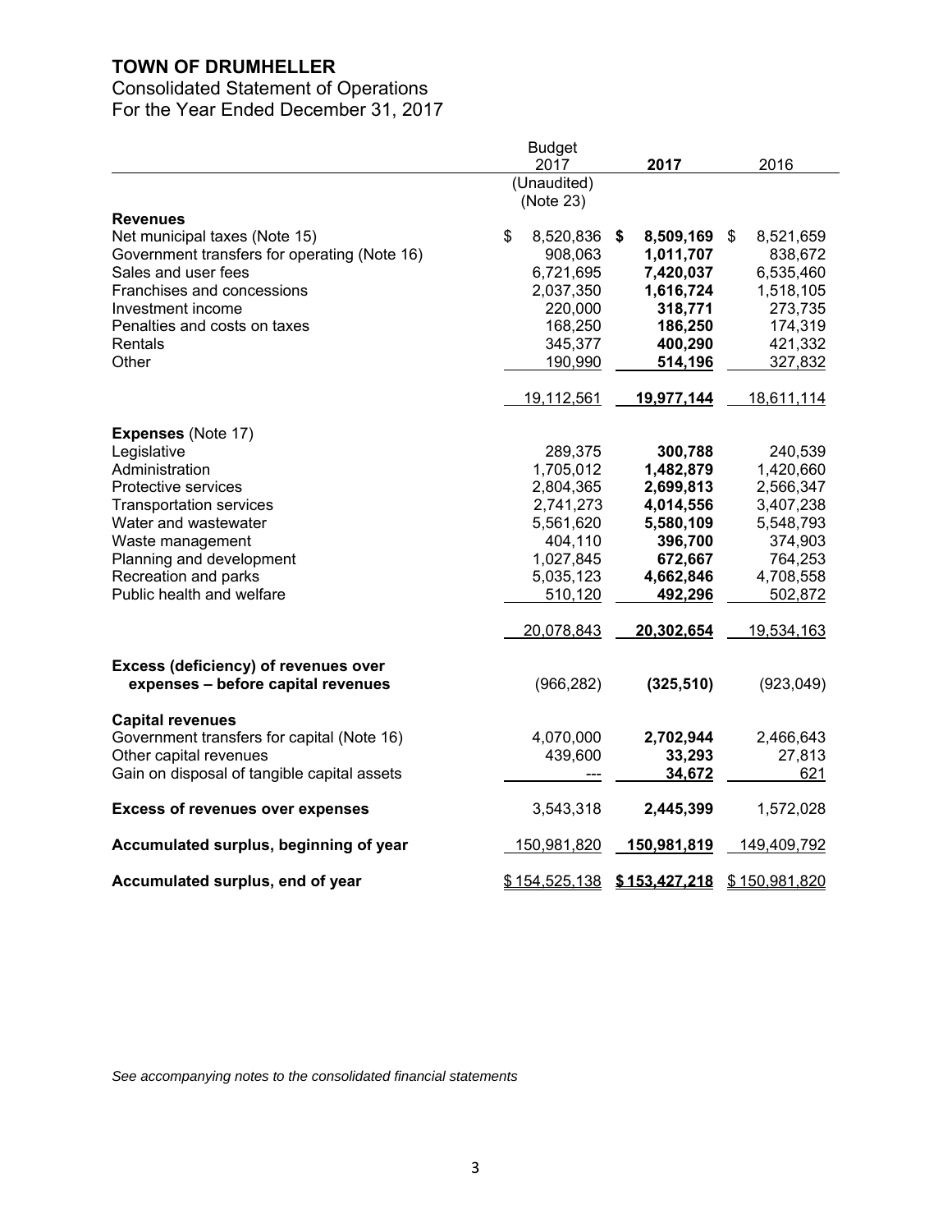# TOWN OF DRUMHELLER

Consolidated Statement of Operations

For the Year Ended December 31, 2017

| | Budget 2017 (Unaudited) (Note 23) | **2017** | 2016 |
|---|---|---|---|
| **Revenues** | | | |
| Net municipal taxes (Note 15) | $ 8,520,836 | **$ 8,509,169** | $ 8,521,659 |
| Government transfers for operating (Note 16) | 908,063 | **1,011,707** | 838,672 |
| Sales and user fees | 6,721,695 | **7,420,037** | 6,535,460 |
| Franchises and concessions | 2,037,350 | **1,616,724** | 1,518,105 |
| Investment income | 220,000 | **318,771** | 273,735 |
| Penalties and costs on taxes | 168,250 | **186,250** | 174,319 |
| Rentals | 345,377 | **400,290** | 421,332 |
| Other | 190,990 | **514,196** | 327,832 |
| | 19,112,561 | **19,977,144** | 18,611,114 |
| **Expenses** (Note 17) | | | |
| Legislative | 289,375 | **300,788** | 240,539 |
| Administration | 1,705,012 | **1,482,879** | 1,420,660 |
| Protective services | 2,804,365 | **2,699,813** | 2,566,347 |
| Transportation services | 2,741,273 | **4,014,556** | 3,407,238 |
| Water and wastewater | 5,561,620 | **5,580,109** | 5,548,793 |
| Waste management | 404,110 | **396,700** | 374,903 |
| Planning and development | 1,027,845 | **672,667** | 764,253 |
| Recreation and parks | 5,035,123 | **4,662,846** | 4,708,558 |
| Public health and welfare | 510,120 | **492,296** | 502,872 |
| | 20,078,843 | **20,302,654** | 19,534,163 |
| **Excess (deficiency) of revenues over expenses – before capital revenues** | (966,282) | **(325,510)** | (923,049) |
| **Capital revenues** | | | |
| Government transfers for capital (Note 16) | 4,070,000 | **2,702,944** | 2,466,643 |
| Other capital revenues | 439,600 | **33,293** | 27,813 |
| Gain on disposal of tangible capital assets | --- | **34,672** | 621 |
| **Excess of revenues over expenses** | 3,543,318 | **2,445,399** | 1,572,028 |
| **Accumulated surplus, beginning of year** | 150,981,820 | **150,981,819** | 149,409,792 |
| **Accumulated surplus, end of year** | $ 154,525,138 | **$ 153,427,218** | $ 150,981,820 |

*See accompanying notes to the consolidated financial statements*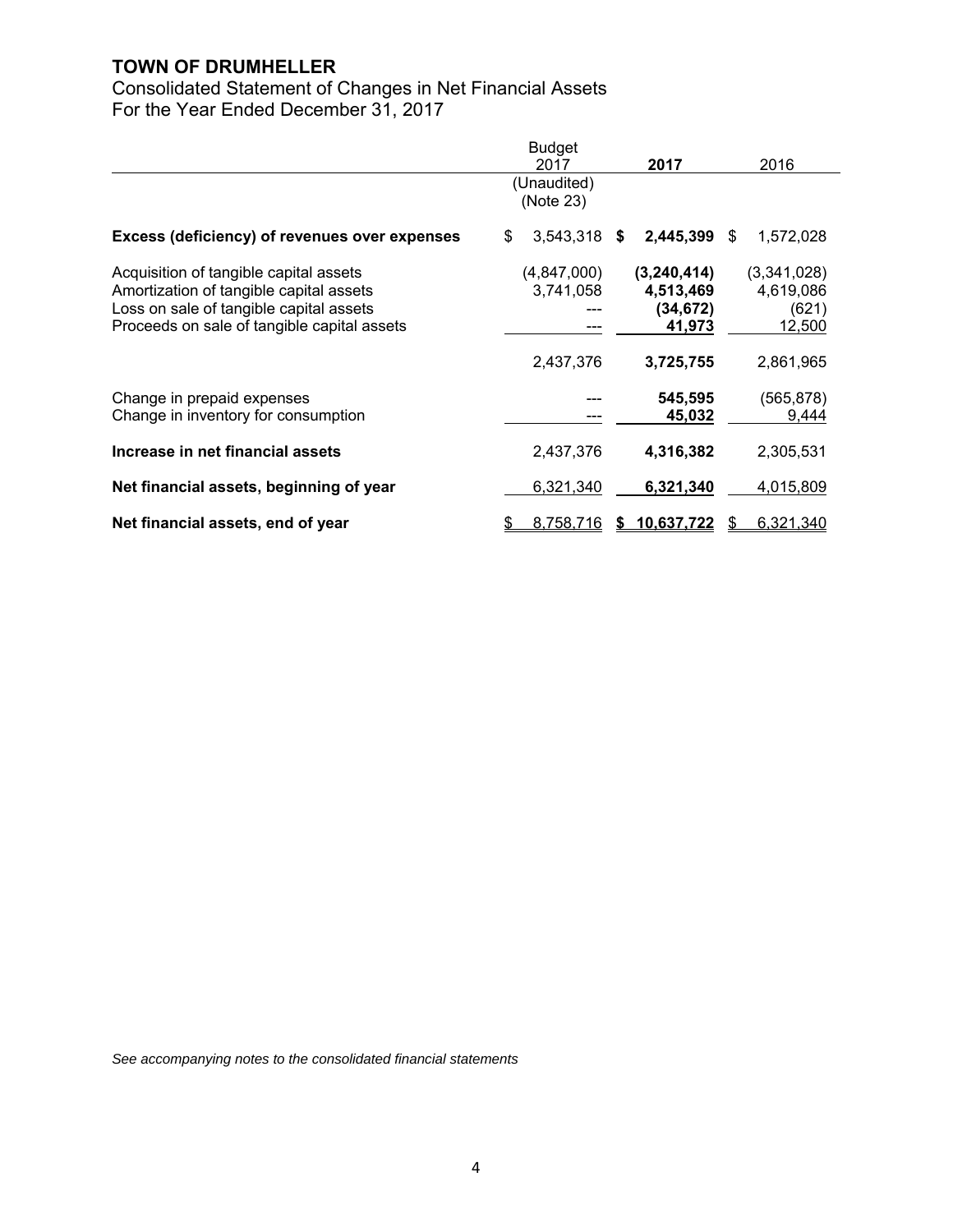# TOWN OF DRUMHELLER

Consolidated Statement of Changes in Net Financial Assets
For the Year Ended December 31, 2017

| | Budget 2017 (Unaudited) (Note 23) | **2017** | 2016 |
|---|---|---|---|
| **Excess (deficiency) of revenues over expenses** | $ 3,543,318 | **$ 2,445,399** | $ 1,572,028 |
| Acquisition of tangible capital assets | (4,847,000) | **(3,240,414)** | (3,341,028) |
| Amortization of tangible capital assets | 3,741,058 | **4,513,469** | 4,619,086 |
| Loss on sale of tangible capital assets | --- | **(34,672)** | (621) |
| Proceeds on sale of tangible capital assets | --- | **41,973** | 12,500 |
| | 2,437,376 | **3,725,755** | 2,861,965 |
| Change in prepaid expenses | --- | **545,595** | (565,878) |
| Change in inventory for consumption | --- | **45,032** | 9,444 |
| **Increase in net financial assets** | 2,437,376 | **4,316,382** | 2,305,531 |
| **Net financial assets, beginning of year** | 6,321,340 | **6,321,340** | 4,015,809 |
| **Net financial assets, end of year** | $ 8,758,716 | **$ 10,637,722** | $ 6,321,340 |

*See accompanying notes to the consolidated financial statements*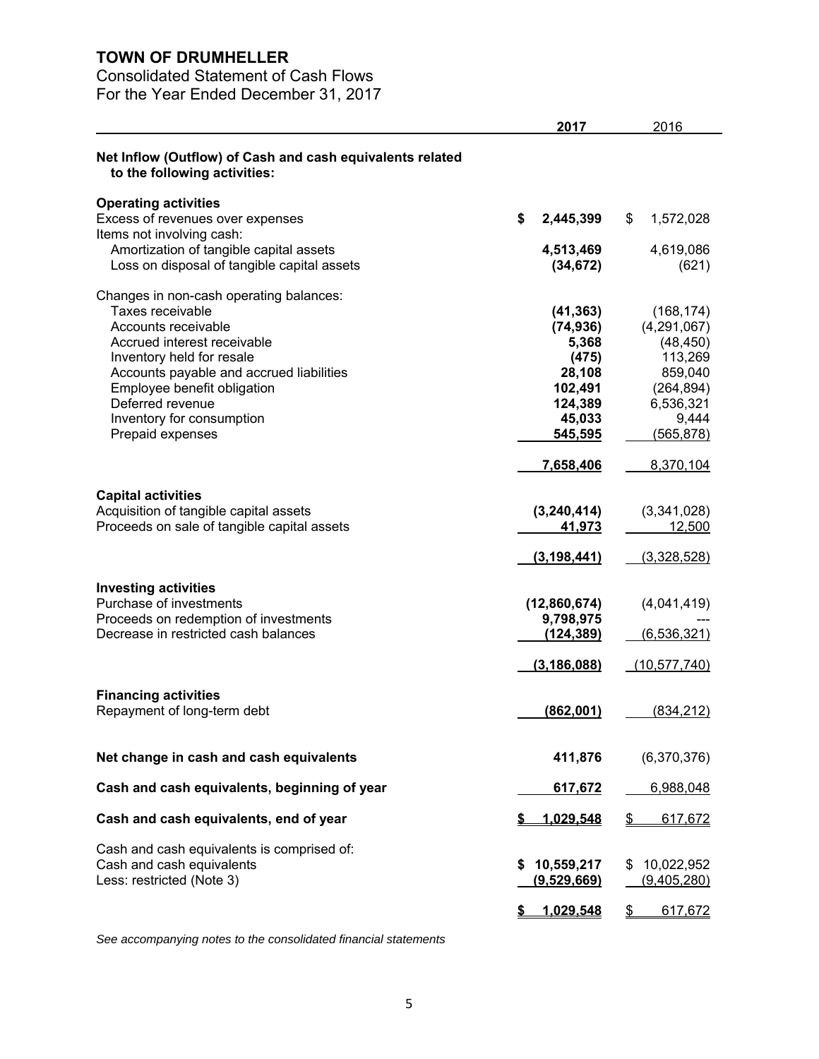# TOWN OF DRUMHELLER

Consolidated Statement of Cash Flows
For the Year Ended December 31, 2017

| | 2017 | 2016 |
|---|---|---|
| **Net Inflow (Outflow) of Cash and cash equivalents related to the following activities:** | | |
| **Operating activities** | | |
| Excess of revenues over expenses | **$ 2,445,399** | $ 1,572,028 |
| Items not involving cash: | | |
| Amortization of tangible capital assets | **4,513,469** | 4,619,086 |
| Loss on disposal of tangible capital assets | **(34,672)** | (621) |
| Changes in non-cash operating balances: | | |
| Taxes receivable | **(41,363)** | (168,174) |
| Accounts receivable | **(74,936)** | (4,291,067) |
| Accrued interest receivable | **5,368** | (48,450) |
| Inventory held for resale | **(475)** | 113,269 |
| Accounts payable and accrued liabilities | **28,108** | 859,040 |
| Employee benefit obligation | **102,491** | (264,894) |
| Deferred revenue | **124,389** | 6,536,321 |
| Inventory for consumption | **45,033** | 9,444 |
| Prepaid expenses | **545,595** | (565,878) |
| | **7,658,406** | 8,370,104 |
| **Capital activities** | | |
| Acquisition of tangible capital assets | **(3,240,414)** | (3,341,028) |
| Proceeds on sale of tangible capital assets | **41,973** | 12,500 |
| | **(3,198,441)** | (3,328,528) |
| **Investing activities** | | |
| Purchase of investments | **(12,860,674)** | (4,041,419) |
| Proceeds on redemption of investments | **9,798,975** | --- |
| Decrease in restricted cash balances | **(124,389)** | (6,536,321) |
| | **(3,186,088)** | (10,577,740) |
| **Financing activities** | | |
| Repayment of long-term debt | **(862,001)** | (834,212) |
| **Net change in cash and cash equivalents** | **411,876** | (6,370,376) |
| **Cash and cash equivalents, beginning of year** | **617,672** | 6,988,048 |
| **Cash and cash equivalents, end of year** | **$ 1,029,548** | $ 617,672 |
| Cash and cash equivalents is comprised of: | | |
| Cash and cash equivalents | **$ 10,559,217** | $ 10,022,952 |
| Less: restricted (Note 3) | **(9,529,669)** | (9,405,280) |
| | **$ 1,029,548** | $ 617,672 |

*See accompanying notes to the consolidated financial statements*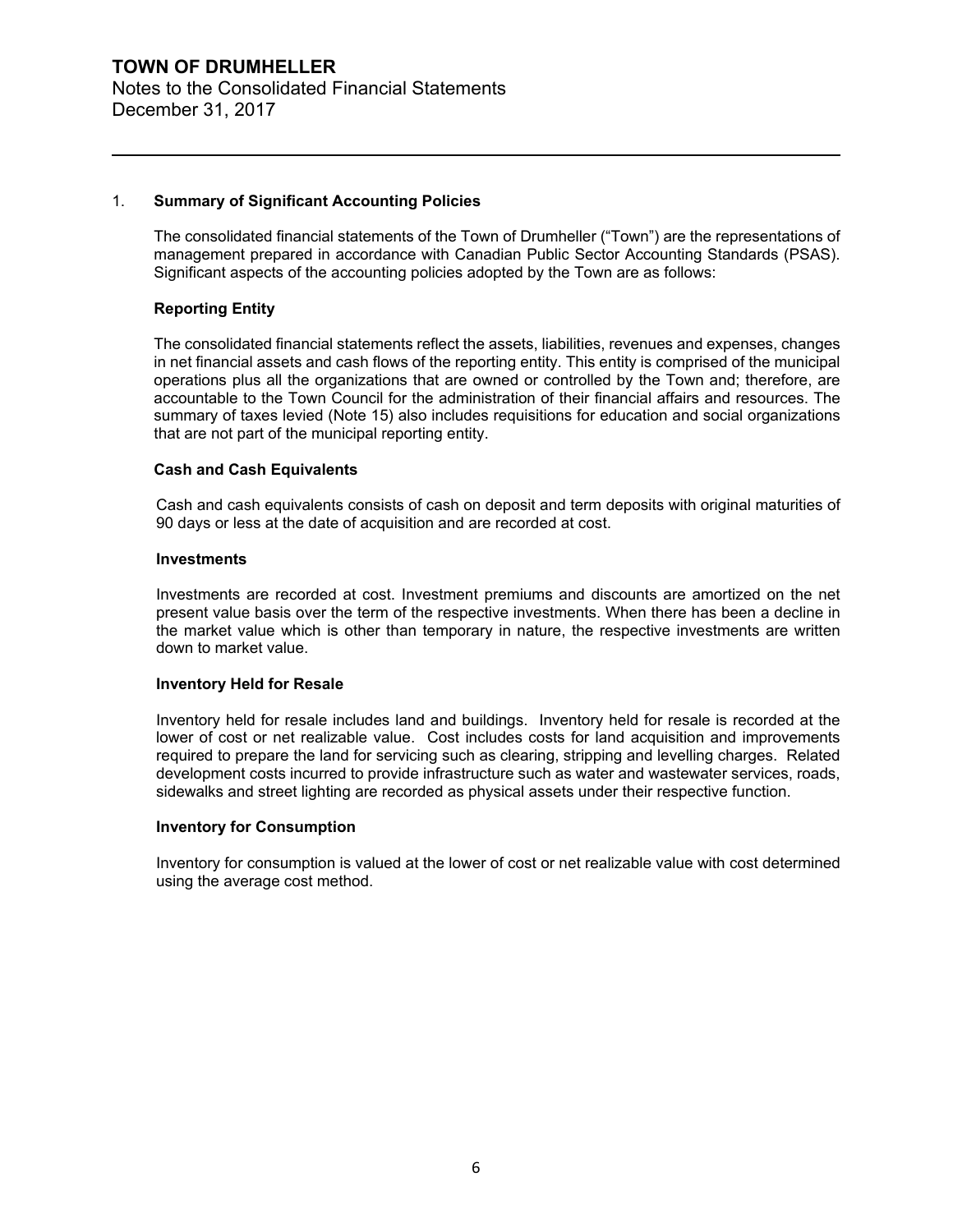# TOWN OF DRUMHELLER

Notes to the Consolidated Financial Statements
December 31, 2017

## 1. Summary of Significant Accounting Policies

The consolidated financial statements of the Town of Drumheller ("Town") are the representations of management prepared in accordance with Canadian Public Sector Accounting Standards (PSAS). Significant aspects of the accounting policies adopted by the Town are as follows:

### Reporting Entity

The consolidated financial statements reflect the assets, liabilities, revenues and expenses, changes in net financial assets and cash flows of the reporting entity. This entity is comprised of the municipal operations plus all the organizations that are owned or controlled by the Town and; therefore, are accountable to the Town Council for the administration of their financial affairs and resources. The summary of taxes levied (Note 15) also includes requisitions for education and social organizations that are not part of the municipal reporting entity.

### Cash and Cash Equivalents

Cash and cash equivalents consists of cash on deposit and term deposits with original maturities of 90 days or less at the date of acquisition and are recorded at cost.

### Investments

Investments are recorded at cost. Investment premiums and discounts are amortized on the net present value basis over the term of the respective investments. When there has been a decline in the market value which is other than temporary in nature, the respective investments are written down to market value.

### Inventory Held for Resale

Inventory held for resale includes land and buildings. Inventory held for resale is recorded at the lower of cost or net realizable value. Cost includes costs for land acquisition and improvements required to prepare the land for servicing such as clearing, stripping and levelling charges. Related development costs incurred to provide infrastructure such as water and wastewater services, roads, sidewalks and street lighting are recorded as physical assets under their respective function.

### Inventory for Consumption

Inventory for consumption is valued at the lower of cost or net realizable value with cost determined using the average cost method.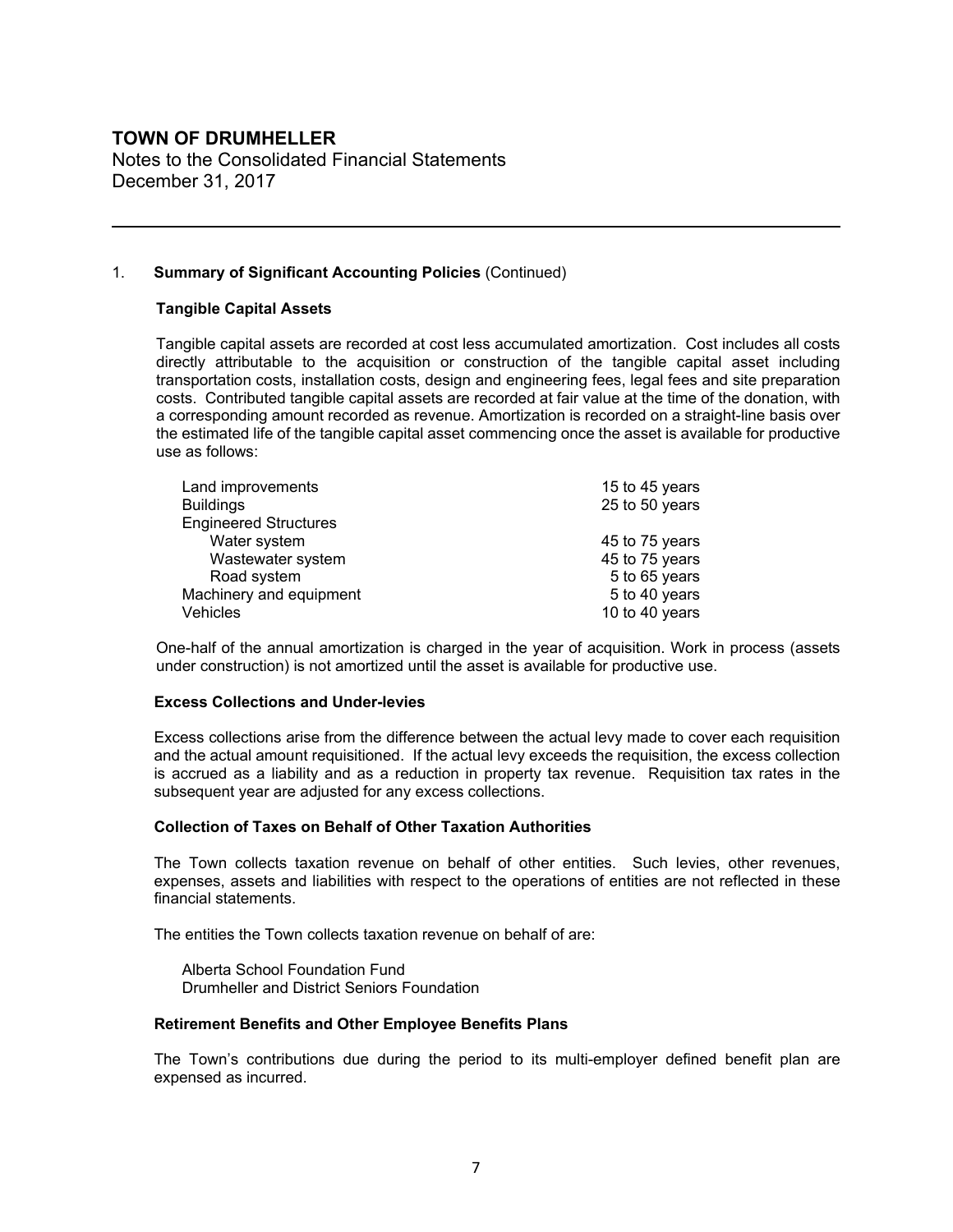# TOWN OF DRUMHELLER

Notes to the Consolidated Financial Statements
December 31, 2017

## 1. Summary of Significant Accounting Policies (Continued)

### Tangible Capital Assets

Tangible capital assets are recorded at cost less accumulated amortization. Cost includes all costs directly attributable to the acquisition or construction of the tangible capital asset including transportation costs, installation costs, design and engineering fees, legal fees and site preparation costs. Contributed tangible capital assets are recorded at fair value at the time of the donation, with a corresponding amount recorded as revenue. Amortization is recorded on a straight-line basis over the estimated life of the tangible capital asset commencing once the asset is available for productive use as follows:

| | |
|---|---|
| Land improvements | 15 to 45 years |
| Buildings | 25 to 50 years |
| Engineered Structures | |
| Water system | 45 to 75 years |
| Wastewater system | 45 to 75 years |
| Road system | 5 to 65 years |
| Machinery and equipment | 5 to 40 years |
| Vehicles | 10 to 40 years |

One-half of the annual amortization is charged in the year of acquisition. Work in process (assets under construction) is not amortized until the asset is available for productive use.

### Excess Collections and Under-levies

Excess collections arise from the difference between the actual levy made to cover each requisition and the actual amount requisitioned. If the actual levy exceeds the requisition, the excess collection is accrued as a liability and as a reduction in property tax revenue. Requisition tax rates in the subsequent year are adjusted for any excess collections.

### Collection of Taxes on Behalf of Other Taxation Authorities

The Town collects taxation revenue on behalf of other entities. Such levies, other revenues, expenses, assets and liabilities with respect to the operations of entities are not reflected in these financial statements.

The entities the Town collects taxation revenue on behalf of are:

Alberta School Foundation Fund
Drumheller and District Seniors Foundation

### Retirement Benefits and Other Employee Benefits Plans

The Town's contributions due during the period to its multi-employer defined benefit plan are expensed as incurred.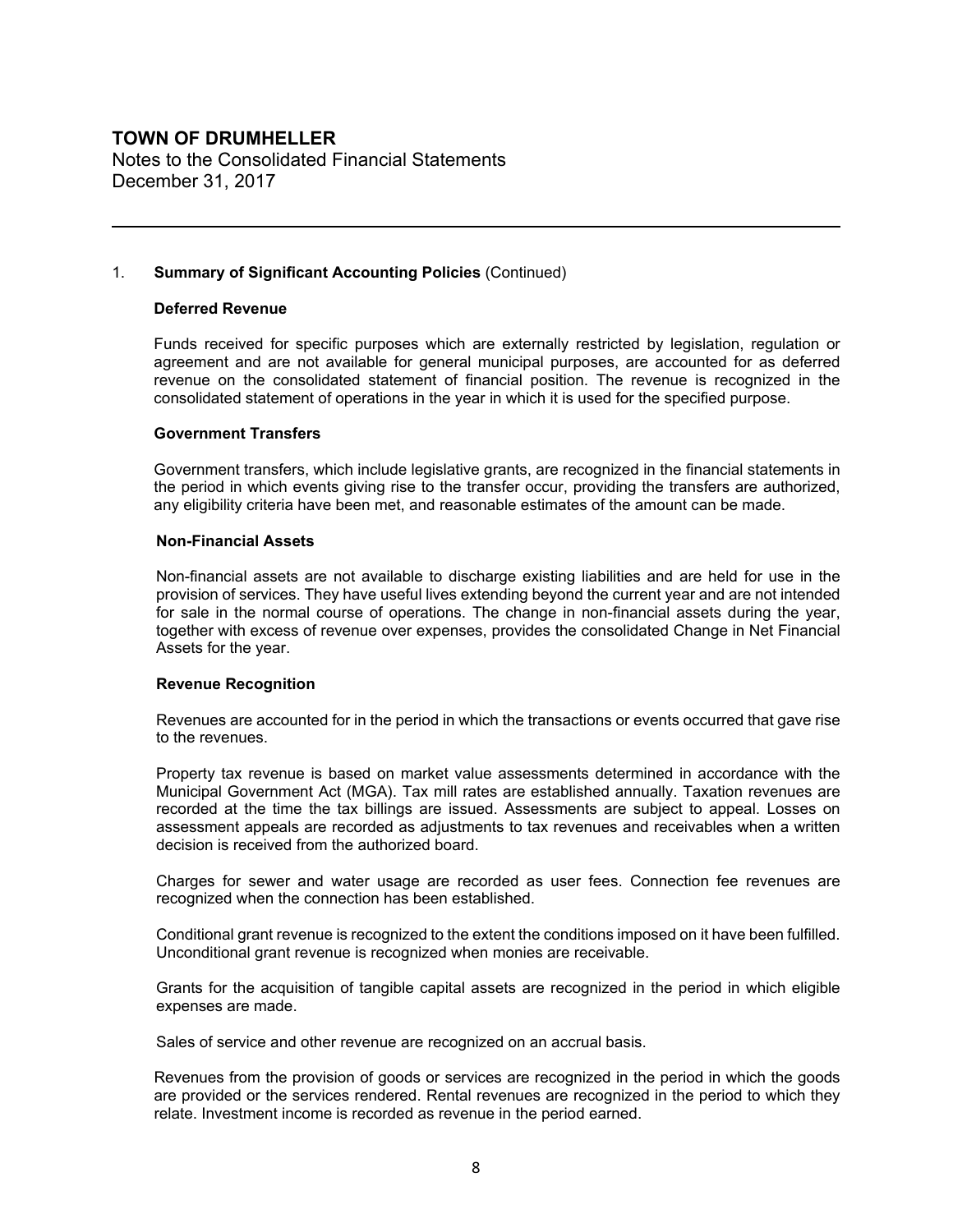# TOWN OF DRUMHELLER

Notes to the Consolidated Financial Statements
December 31, 2017

1. **Summary of Significant Accounting Policies** (Continued)

### Deferred Revenue

Funds received for specific purposes which are externally restricted by legislation, regulation or agreement and are not available for general municipal purposes, are accounted for as deferred revenue on the consolidated statement of financial position. The revenue is recognized in the consolidated statement of operations in the year in which it is used for the specified purpose.

### Government Transfers

Government transfers, which include legislative grants, are recognized in the financial statements in the period in which events giving rise to the transfer occur, providing the transfers are authorized, any eligibility criteria have been met, and reasonable estimates of the amount can be made.

### Non-Financial Assets

Non-financial assets are not available to discharge existing liabilities and are held for use in the provision of services. They have useful lives extending beyond the current year and are not intended for sale in the normal course of operations. The change in non-financial assets during the year, together with excess of revenue over expenses, provides the consolidated Change in Net Financial Assets for the year.

### Revenue Recognition

Revenues are accounted for in the period in which the transactions or events occurred that gave rise to the revenues.

Property tax revenue is based on market value assessments determined in accordance with the Municipal Government Act (MGA). Tax mill rates are established annually. Taxation revenues are recorded at the time the tax billings are issued. Assessments are subject to appeal. Losses on assessment appeals are recorded as adjustments to tax revenues and receivables when a written decision is received from the authorized board.

Charges for sewer and water usage are recorded as user fees. Connection fee revenues are recognized when the connection has been established.

Conditional grant revenue is recognized to the extent the conditions imposed on it have been fulfilled. Unconditional grant revenue is recognized when monies are receivable.

Grants for the acquisition of tangible capital assets are recognized in the period in which eligible expenses are made.

Sales of service and other revenue are recognized on an accrual basis.

Revenues from the provision of goods or services are recognized in the period in which the goods are provided or the services rendered. Rental revenues are recognized in the period to which they relate. Investment income is recorded as revenue in the period earned.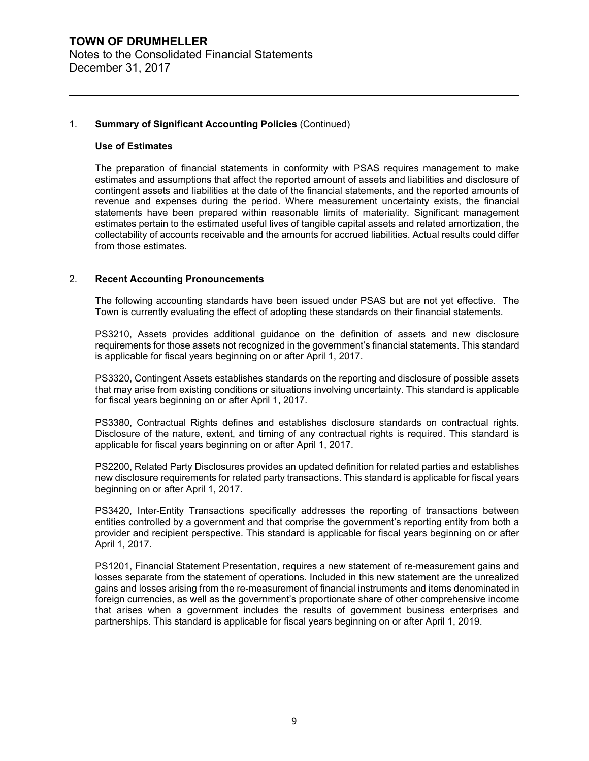## 1. Summary of Significant Accounting Policies (Continued)

### Use of Estimates

The preparation of financial statements in conformity with PSAS requires management to make estimates and assumptions that affect the reported amount of assets and liabilities and disclosure of contingent assets and liabilities at the date of the financial statements, and the reported amounts of revenue and expenses during the period. Where measurement uncertainty exists, the financial statements have been prepared within reasonable limits of materiality. Significant management estimates pertain to the estimated useful lives of tangible capital assets and related amortization, the collectability of accounts receivable and the amounts for accrued liabilities. Actual results could differ from those estimates.

## 2. Recent Accounting Pronouncements

The following accounting standards have been issued under PSAS but are not yet effective. The Town is currently evaluating the effect of adopting these standards on their financial statements.

PS3210, Assets provides additional guidance on the definition of assets and new disclosure requirements for those assets not recognized in the government's financial statements. This standard is applicable for fiscal years beginning on or after April 1, 2017.

PS3320, Contingent Assets establishes standards on the reporting and disclosure of possible assets that may arise from existing conditions or situations involving uncertainty. This standard is applicable for fiscal years beginning on or after April 1, 2017.

PS3380, Contractual Rights defines and establishes disclosure standards on contractual rights. Disclosure of the nature, extent, and timing of any contractual rights is required. This standard is applicable for fiscal years beginning on or after April 1, 2017.

PS2200, Related Party Disclosures provides an updated definition for related parties and establishes new disclosure requirements for related party transactions. This standard is applicable for fiscal years beginning on or after April 1, 2017.

PS3420, Inter-Entity Transactions specifically addresses the reporting of transactions between entities controlled by a government and that comprise the government's reporting entity from both a provider and recipient perspective. This standard is applicable for fiscal years beginning on or after April 1, 2017.

PS1201, Financial Statement Presentation, requires a new statement of re-measurement gains and losses separate from the statement of operations. Included in this new statement are the unrealized gains and losses arising from the re-measurement of financial instruments and items denominated in foreign currencies, as well as the government's proportionate share of other comprehensive income that arises when a government includes the results of government business enterprises and partnerships. This standard is applicable for fiscal years beginning on or after April 1, 2019.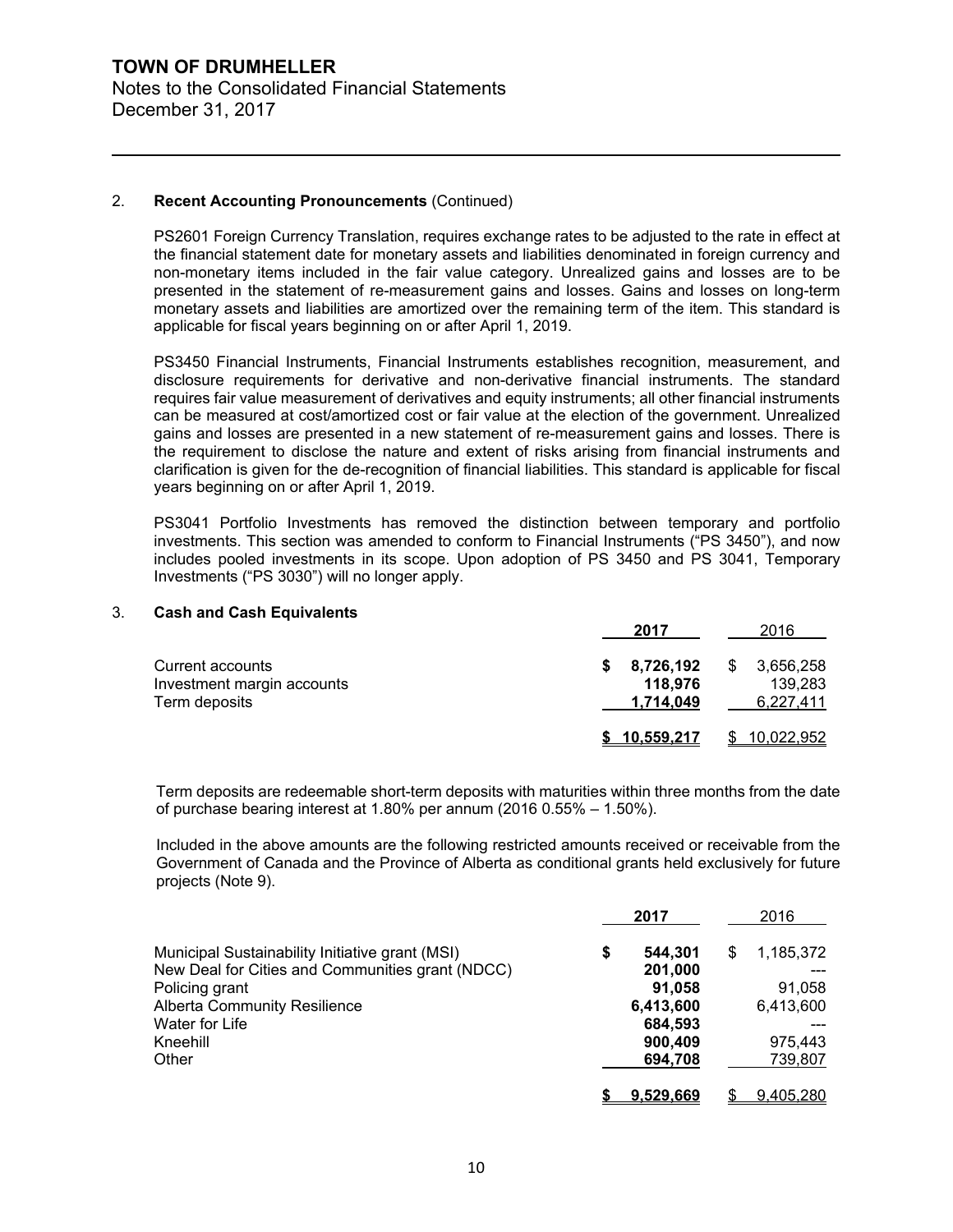## 2. **Recent Accounting Pronouncements** (Continued)

PS2601 Foreign Currency Translation, requires exchange rates to be adjusted to the rate in effect at the financial statement date for monetary assets and liabilities denominated in foreign currency and non-monetary items included in the fair value category. Unrealized gains and losses are to be presented in the statement of re-measurement gains and losses. Gains and losses on long-term monetary assets and liabilities are amortized over the remaining term of the item. This standard is applicable for fiscal years beginning on or after April 1, 2019.

PS3450 Financial Instruments, Financial Instruments establishes recognition, measurement, and disclosure requirements for derivative and non-derivative financial instruments. The standard requires fair value measurement of derivatives and equity instruments; all other financial instruments can be measured at cost/amortized cost or fair value at the election of the government. Unrealized gains and losses are presented in a new statement of re-measurement gains and losses. There is the requirement to disclose the nature and extent of risks arising from financial instruments and clarification is given for the de-recognition of financial liabilities. This standard is applicable for fiscal years beginning on or after April 1, 2019.

PS3041 Portfolio Investments has removed the distinction between temporary and portfolio investments. This section was amended to conform to Financial Instruments ("PS 3450"), and now includes pooled investments in its scope. Upon adoption of PS 3450 and PS 3041, Temporary Investments ("PS 3030") will no longer apply.

## 3. **Cash and Cash Equivalents**

| | **2017** | 2016 |
|---|---|---|
| Current accounts | **$ 8,726,192** | $ 3,656,258 |
| Investment margin accounts | **118,976** | 139,283 |
| Term deposits | **1,714,049** | 6,227,411 |
| | **$ 10,559,217** | $ 10,022,952 |

Term deposits are redeemable short-term deposits with maturities within three months from the date of purchase bearing interest at 1.80% per annum (2016 0.55% – 1.50%).

Included in the above amounts are the following restricted amounts received or receivable from the Government of Canada and the Province of Alberta as conditional grants held exclusively for future projects (Note 9).

| | **2017** | 2016 |
|---|---|---|
| Municipal Sustainability Initiative grant (MSI) | **$ 544,301** | $ 1,185,372 |
| New Deal for Cities and Communities grant (NDCC) | **201,000** | --- |
| Policing grant | **91,058** | 91,058 |
| Alberta Community Resilience | **6,413,600** | 6,413,600 |
| Water for Life | **684,593** | --- |
| Kneehill | **900,409** | 975,443 |
| Other | **694,708** | 739,807 |
| | **$ 9,529,669** | $ 9,405,280 |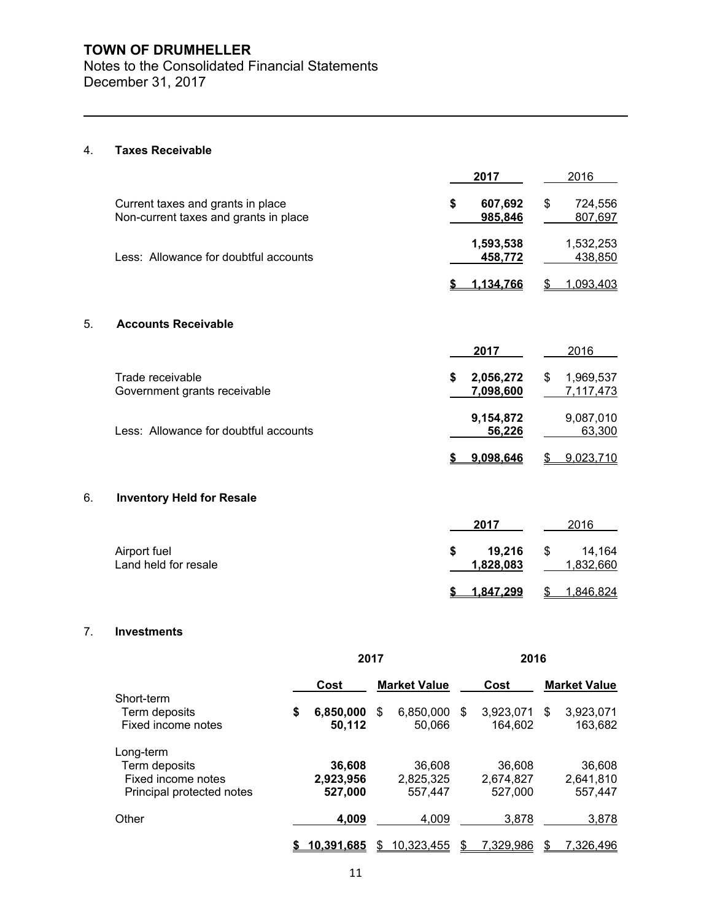**TOWN OF DRUMHELLER**
Notes to the Consolidated Financial Statements
December 31, 2017

## 4. Taxes Receivable

| | **2017** | 2016 |
|---|---|---|
| Current taxes and grants in place | **$ 607,692** | $ 724,556 |
| Non-current taxes and grants in place | **985,846** | 807,697 |
| | **1,593,538** | 1,532,253 |
| Less: Allowance for doubtful accounts | **458,772** | 438,850 |
| | **$ 1,134,766** | $ 1,093,403 |

## 5. Accounts Receivable

| | **2017** | 2016 |
|---|---|---|
| Trade receivable | **$ 2,056,272** | $ 1,969,537 |
| Government grants receivable | **7,098,600** | 7,117,473 |
| | **9,154,872** | 9,087,010 |
| Less: Allowance for doubtful accounts | **56,226** | 63,300 |
| | **$ 9,098,646** | $ 9,023,710 |

## 6. Inventory Held for Resale

| | **2017** | 2016 |
|---|---|---|
| Airport fuel | **$ 19,216** | $ 14,164 |
| Land held for resale | **1,828,083** | 1,832,660 |
| | **$ 1,847,299** | $ 1,846,824 |

## 7. Investments

| | **2017** | | **2016** | |
|---|---|---|---|---|
| | **Cost** | **Market Value** | **Cost** | **Market Value** |
| Short-term | | | | |
| Term deposits | **$ 6,850,000** | $ 6,850,000 | $ 3,923,071 | $ 3,923,071 |
| Fixed income notes | **50,112** | 50,066 | 164,602 | 163,682 |
| Long-term | | | | |
| Term deposits | **36,608** | 36,608 | 36,608 | 36,608 |
| Fixed income notes | **2,923,956** | 2,825,325 | 2,674,827 | 2,641,810 |
| Principal protected notes | **527,000** | 557,447 | 527,000 | 557,447 |
| Other | **4,009** | 4,009 | 3,878 | 3,878 |
| | **$ 10,391,685** | $ 10,323,455 | $ 7,329,986 | $ 7,326,496 |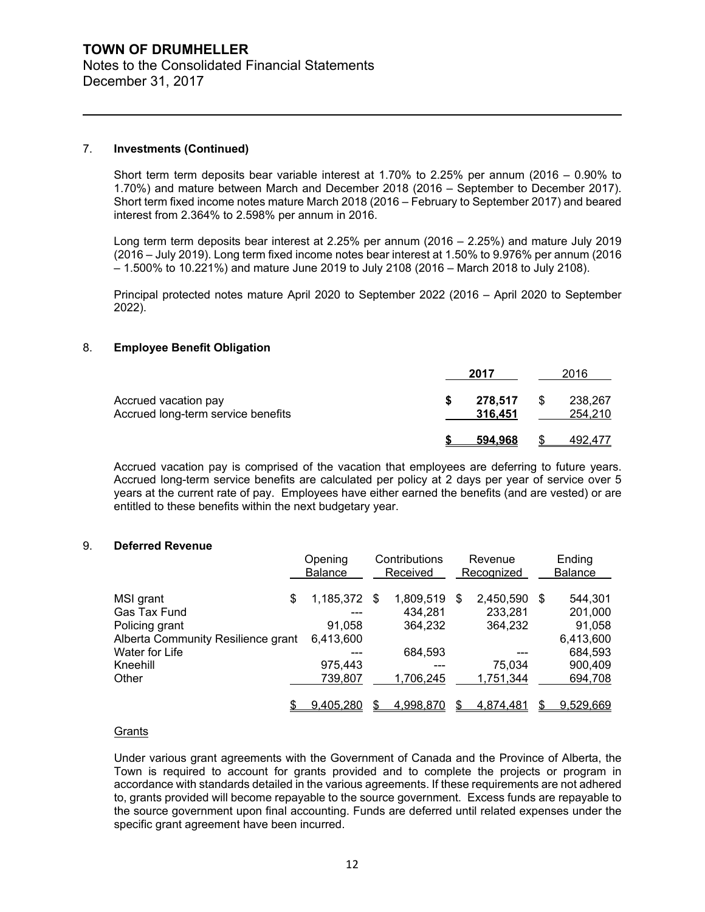7. **Investments (Continued)**

Short term term deposits bear variable interest at 1.70% to 2.25% per annum (2016 – 0.90% to 1.70%) and mature between March and December 2018 (2016 – September to December 2017). Short term fixed income notes mature March 2018 (2016 – February to September 2017) and beared interest from 2.364% to 2.598% per annum in 2016.

Long term term deposits bear interest at 2.25% per annum (2016 – 2.25%) and mature July 2019 (2016 – July 2019). Long term fixed income notes bear interest at 1.50% to 9.976% per annum (2016 – 1.500% to 10.221%) and mature June 2019 to July 2108 (2016 – March 2018 to July 2108).

Principal protected notes mature April 2020 to September 2022 (2016 – April 2020 to September 2022).

8. **Employee Benefit Obligation**

| | **2017** | 2016 |
|---|---|---|
| Accrued vacation pay | **$ 278,517** | $ 238,267 |
| Accrued long-term service benefits | **316,451** | 254,210 |
| | **$ 594,968** | $ 492,477 |

Accrued vacation pay is comprised of the vacation that employees are deferring to future years. Accrued long-term service benefits are calculated per policy at 2 days per year of service over 5 years at the current rate of pay. Employees have either earned the benefits (and are vested) or are entitled to these benefits within the next budgetary year.

9. **Deferred Revenue**

| | Opening Balance | Contributions Received | Revenue Recognized | Ending Balance |
|---|---|---|---|---|
| MSI grant | $ 1,185,372 | $ 1,809,519 | $ 2,450,590 | $ 544,301 |
| Gas Tax Fund | --- | 434,281 | 233,281 | 201,000 |
| Policing grant | 91,058 | 364,232 | 364,232 | 91,058 |
| Alberta Community Resilience grant | 6,413,600 | | | 6,413,600 |
| Water for Life | --- | 684,593 | --- | 684,593 |
| Kneehill | 975,443 | --- | 75,034 | 900,409 |
| Other | 739,807 | 1,706,245 | 1,751,344 | 694,708 |
| | $ 9,405,280 | $ 4,998,870 | $ 4,874,481 | $ 9,529,669 |

Grants

Under various grant agreements with the Government of Canada and the Province of Alberta, the Town is required to account for grants provided and to complete the projects or program in accordance with standards detailed in the various agreements. If these requirements are not adhered to, grants provided will become repayable to the source government. Excess funds are repayable to the source government upon final accounting. Funds are deferred until related expenses under the specific grant agreement have been incurred.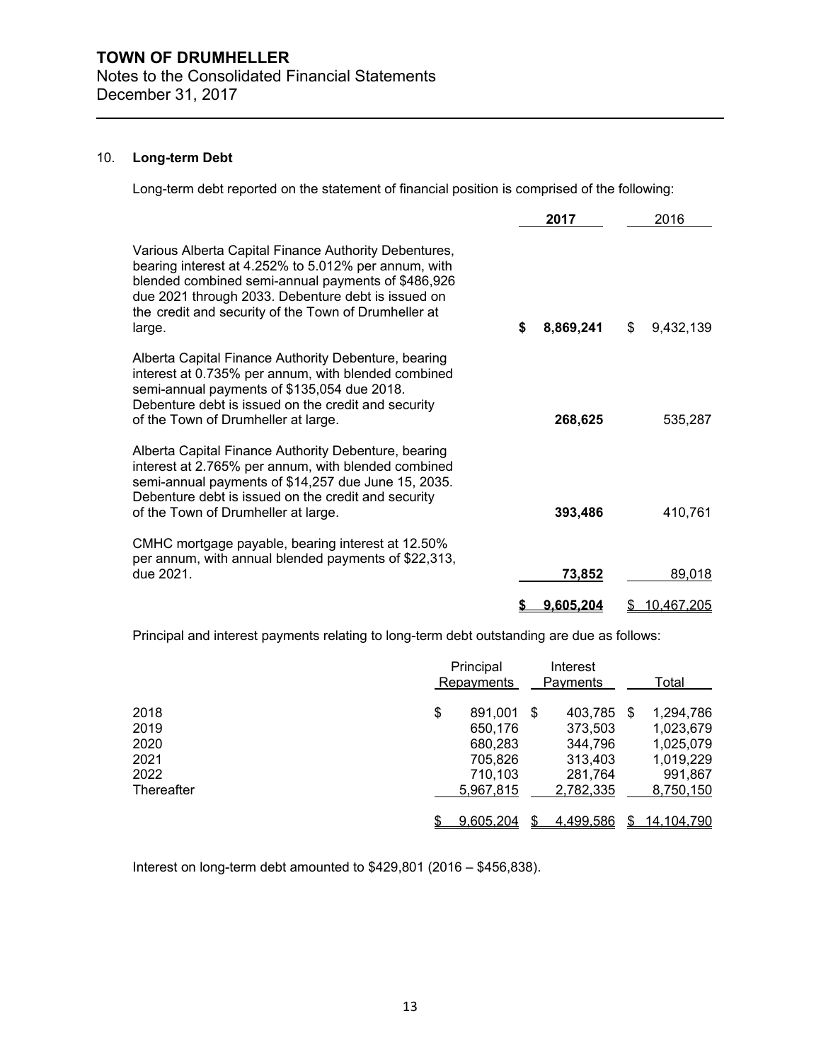# TOWN OF DRUMHELLER

Notes to the Consolidated Financial Statements
December 31, 2017

## 10. Long-term Debt

Long-term debt reported on the statement of financial position is comprised of the following:

| | **2017** | 2016 |
|---|---|---|
| Various Alberta Capital Finance Authority Debentures, bearing interest at 4.252% to 5.012% per annum, with blended combined semi-annual payments of $486,926 due 2021 through 2033. Debenture debt is issued on the credit and security of the Town of Drumheller at large. | **$ 8,869,241** | $ 9,432,139 |
| Alberta Capital Finance Authority Debenture, bearing interest at 0.735% per annum, with blended combined semi-annual payments of $135,054 due 2018. Debenture debt is issued on the credit and security of the Town of Drumheller at large. | **268,625** | 535,287 |
| Alberta Capital Finance Authority Debenture, bearing interest at 2.765% per annum, with blended combined semi-annual payments of $14,257 due June 15, 2035. Debenture debt is issued on the credit and security of the Town of Drumheller at large. | **393,486** | 410,761 |
| CMHC mortgage payable, bearing interest at 12.50% per annum, with annual blended payments of $22,313, due 2021. | **73,852** | 89,018 |
| | **$ 9,605,204** | $ 10,467,205 |

Principal and interest payments relating to long-term debt outstanding are due as follows:

| | Principal Repayments | Interest Payments | Total |
|---|---|---|---|
| 2018 | $ 891,001 | $ 403,785 | $ 1,294,786 |
| 2019 | 650,176 | 373,503 | 1,023,679 |
| 2020 | 680,283 | 344,796 | 1,025,079 |
| 2021 | 705,826 | 313,403 | 1,019,229 |
| 2022 | 710,103 | 281,764 | 991,867 |
| Thereafter | 5,967,815 | 2,782,335 | 8,750,150 |
| | $ 9,605,204 | $ 4,499,586 | $ 14,104,790 |

Interest on long-term debt amounted to $429,801 (2016 – $456,838).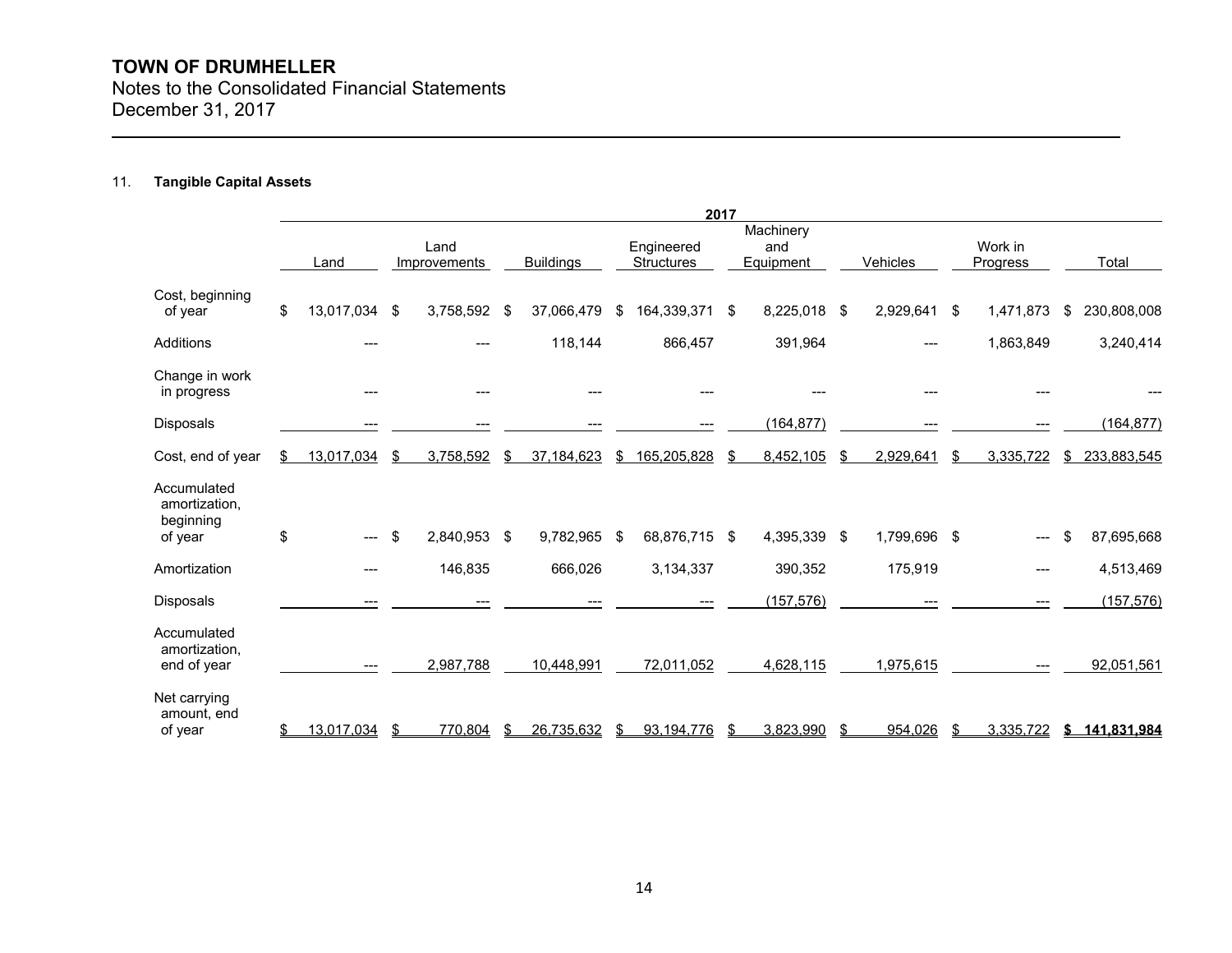**TOWN OF DRUMHELLER**
Notes to the Consolidated Financial Statements
December 31, 2017

11. **Tangible Capital Assets**

| | 2017 | | | | | | | |
|---|---|---|---|---|---|---|---|---|
| | Land | Land Improvements | Buildings | Engineered Structures | Machinery and Equipment | Vehicles | Work in Progress | Total |
| Cost, beginning of year | $ 13,017,034 | $ 3,758,592 | $ 37,066,479 | $ 164,339,371 | $ 8,225,018 | $ 2,929,641 | $ 1,471,873 | $ 230,808,008 |
| Additions | --- | --- | 118,144 | 866,457 | 391,964 | --- | 1,863,849 | 3,240,414 |
| Change in work in progress | --- | --- | --- | --- | --- | --- | --- | --- |
| Disposals | --- | --- | --- | --- | (164,877) | --- | --- | (164,877) |
| Cost, end of year | $ 13,017,034 | $ 3,758,592 | $ 37,184,623 | $ 165,205,828 | $ 8,452,105 | $ 2,929,641 | $ 3,335,722 | $ 233,883,545 |
| Accumulated amortization, beginning of year | $ --- | $ 2,840,953 | $ 9,782,965 | $ 68,876,715 | $ 4,395,339 | $ 1,799,696 | $ --- | $ 87,695,668 |
| Amortization | --- | 146,835 | 666,026 | 3,134,337 | 390,352 | 175,919 | --- | 4,513,469 |
| Disposals | --- | --- | --- | --- | (157,576) | --- | --- | (157,576) |
| Accumulated amortization, end of year | --- | 2,987,788 | 10,448,991 | 72,011,052 | 4,628,115 | 1,975,615 | --- | 92,051,561 |
| Net carrying amount, end of year | $ 13,017,034 | $ 770,804 | $ 26,735,632 | $ 93,194,776 | $ 3,823,990 | $ 954,026 | $ 3,335,722 | **$ 141,831,984** |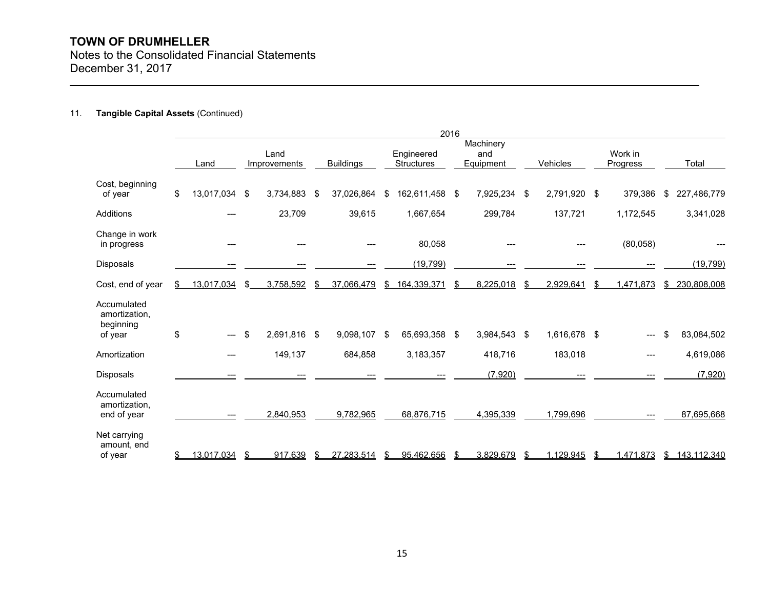# TOWN OF DRUMHELLER

Notes to the Consolidated Financial Statements
December 31, 2017

11. **Tangible Capital Assets** (Continued)

| | 2016 | | | | | | | |
|---|---|---|---|---|---|---|---|---|
| | Land | Land Improvements | Buildings | Engineered Structures | Machinery and Equipment | Vehicles | Work in Progress | Total |
| Cost, beginning of year | $ 13,017,034 | $ 3,734,883 | $ 37,026,864 | $ 162,611,458 | $ 7,925,234 | $ 2,791,920 | $ 379,386 | $ 227,486,779 |
| Additions | --- | 23,709 | 39,615 | 1,667,654 | 299,784 | 137,721 | 1,172,545 | 3,341,028 |
| Change in work in progress | --- | --- | --- | 80,058 | --- | --- | (80,058) | --- |
| Disposals | --- | --- | --- | (19,799) | --- | --- | --- | (19,799) |
| Cost, end of year | $ 13,017,034 | $ 3,758,592 | $ 37,066,479 | $ 164,339,371 | $ 8,225,018 | $ 2,929,641 | $ 1,471,873 | $ 230,808,008 |
| Accumulated amortization, beginning of year | $ --- | $ 2,691,816 | $ 9,098,107 | $ 65,693,358 | $ 3,984,543 | $ 1,616,678 | $ --- | $ 83,084,502 |
| Amortization | --- | 149,137 | 684,858 | 3,183,357 | 418,716 | 183,018 | --- | 4,619,086 |
| Disposals | --- | --- | --- | --- | (7,920) | --- | --- | (7,920) |
| Accumulated amortization, end of year | --- | 2,840,953 | 9,782,965 | 68,876,715 | 4,395,339 | 1,799,696 | --- | 87,695,668 |
| Net carrying amount, end of year | $ 13,017,034 | $ 917,639 | $ 27,283,514 | $ 95,462,656 | $ 3,829,679 | $ 1,129,945 | $ 1,471,873 | $ 143,112,340 |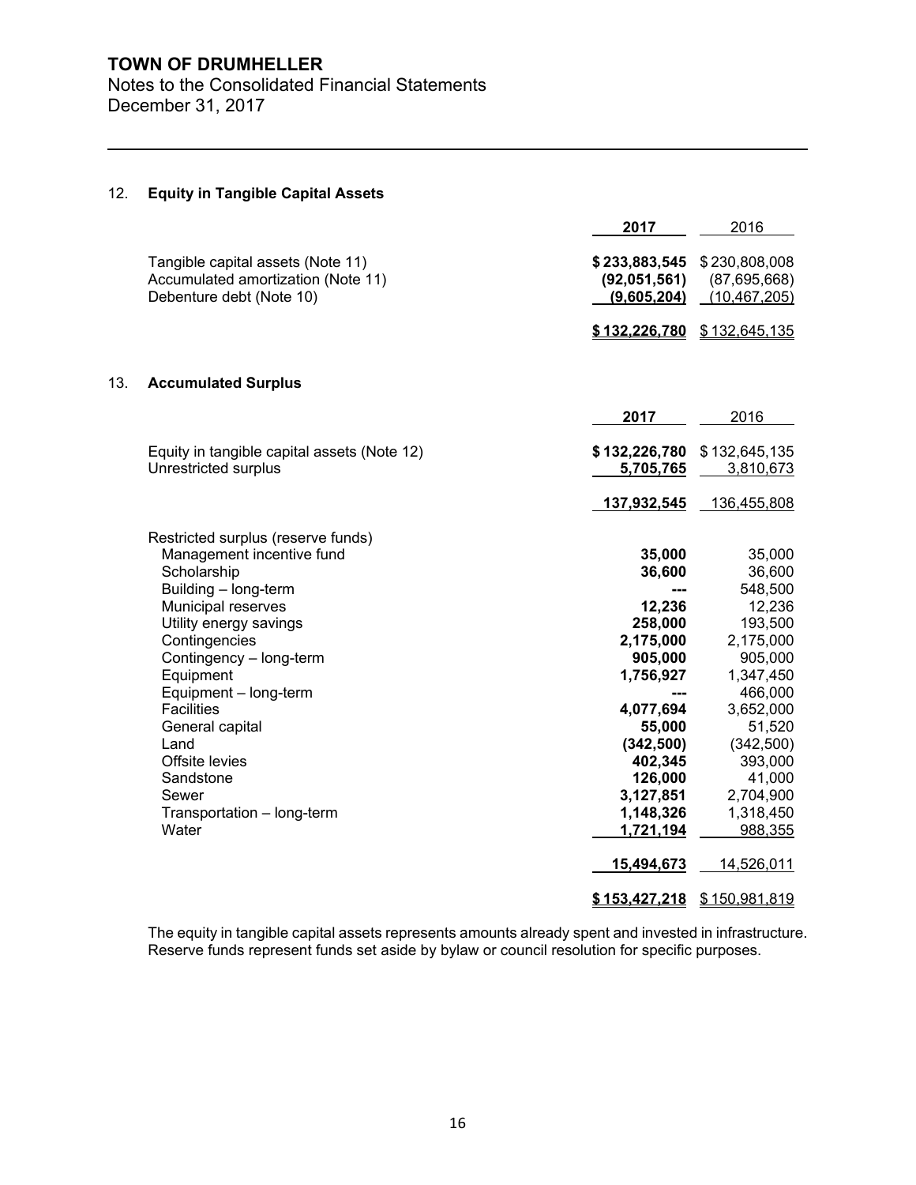**TOWN OF DRUMHELLER**
Notes to the Consolidated Financial Statements
December 31, 2017

## 12. Equity in Tangible Capital Assets

| | 2017 | 2016 |
|---|---|---|
| Tangible capital assets (Note 11) | **$ 233,883,545** | $ 230,808,008 |
| Accumulated amortization (Note 11) | **(92,051,561)** | (87,695,668) |
| Debenture debt (Note 10) | **(9,605,204)** | (10,467,205) |
| | **$ 132,226,780** | $ 132,645,135 |

## 13. Accumulated Surplus

| | 2017 | 2016 |
|---|---|---|
| Equity in tangible capital assets (Note 12) | **$ 132,226,780** | $ 132,645,135 |
| Unrestricted surplus | **5,705,765** | 3,810,673 |
| | **137,932,545** | 136,455,808 |
| Restricted surplus (reserve funds) | | |
| Management incentive fund | **35,000** | 35,000 |
| Scholarship | **36,600** | 36,600 |
| Building – long-term | **---** | 548,500 |
| Municipal reserves | **12,236** | 12,236 |
| Utility energy savings | **258,000** | 193,500 |
| Contingencies | **2,175,000** | 2,175,000 |
| Contingency – long-term | **905,000** | 905,000 |
| Equipment | **1,756,927** | 1,347,450 |
| Equipment – long-term | **---** | 466,000 |
| Facilities | **4,077,694** | 3,652,000 |
| General capital | **55,000** | 51,520 |
| Land | **(342,500)** | (342,500) |
| Offsite levies | **402,345** | 393,000 |
| Sandstone | **126,000** | 41,000 |
| Sewer | **3,127,851** | 2,704,900 |
| Transportation – long-term | **1,148,326** | 1,318,450 |
| Water | **1,721,194** | 988,355 |
| | **15,494,673** | 14,526,011 |
| | **$ 153,427,218** | $ 150,981,819 |

The equity in tangible capital assets represents amounts already spent and invested in infrastructure. Reserve funds represent funds set aside by bylaw or council resolution for specific purposes.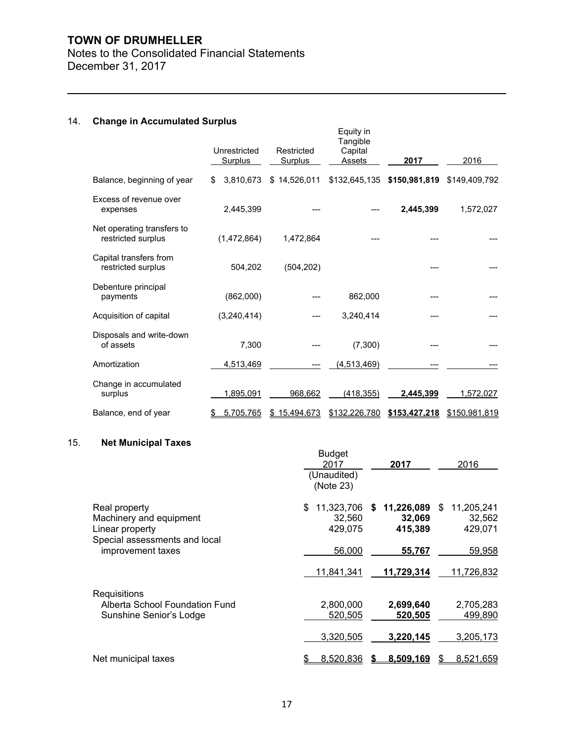**TOWN OF DRUMHELLER**
Notes to the Consolidated Financial Statements
December 31, 2017

## 14. Change in Accumulated Surplus

| | Unrestricted Surplus | Restricted Surplus | Equity in Tangible Capital Assets | **2017** | 2016 |
|---|---|---|---|---|---|
| Balance, beginning of year | $ 3,810,673 | $ 14,526,011 | $132,645,135 | **$150,981,819** | $149,409,792 |
| Excess of revenue over expenses | 2,445,399 | --- | --- | **2,445,399** | 1,572,027 |
| Net operating transfers to restricted surplus | (1,472,864) | 1,472,864 | --- | --- | --- |
| Capital transfers from restricted surplus | 504,202 | (504,202) | | --- | --- |
| Debenture principal payments | (862,000) | --- | 862,000 | --- | --- |
| Acquisition of capital | (3,240,414) | --- | 3,240,414 | --- | --- |
| Disposals and write-down of assets | 7,300 | --- | (7,300) | --- | --- |
| Amortization | 4,513,469 | --- | (4,513,469) | --- | --- |
| Change in accumulated surplus | 1,895,091 | 968,662 | (418,355) | **2,445,399** | 1,572,027 |
| Balance, end of year | $ 5,705,765 | $ 15,494,673 | $132,226,780 | **$153,427,218** | $150,981,819 |

## 15. Net Municipal Taxes

| | Budget 2017 (Unaudited) (Note 23) | **2017** | 2016 |
|---|---|---|---|
| Real property | $ 11,323,706 | **$ 11,226,089** | $ 11,205,241 |
| Machinery and equipment | 32,560 | **32,069** | 32,562 |
| Linear property | 429,075 | **415,389** | 429,071 |
| Special assessments and local improvement taxes | 56,000 | **55,767** | 59,958 |
| | 11,841,341 | **11,729,314** | 11,726,832 |
| Requisitions | | | |
| Alberta School Foundation Fund | 2,800,000 | **2,699,640** | 2,705,283 |
| Sunshine Senior's Lodge | 520,505 | **520,505** | 499,890 |
| | 3,320,505 | **3,220,145** | 3,205,173 |
| Net municipal taxes | $ 8,520,836 | **$ 8,509,169** | $ 8,521,659 |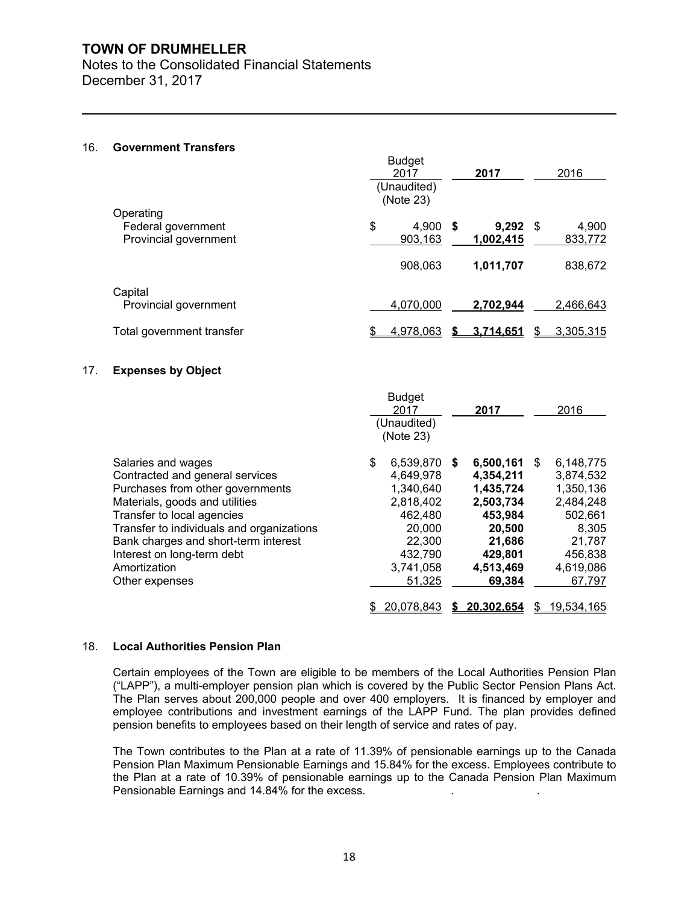# TOWN OF DRUMHELLER

Notes to the Consolidated Financial Statements
December 31, 2017

## 16. Government Transfers

| | Budget 2017 (Unaudited) (Note 23) | **2017** | 2016 |
|---|---|---|---|
| Operating | | | |
| Federal government | $ 4,900 | **$ 9,292** | $ 4,900 |
| Provincial government | 903,163 | **1,002,415** | 833,772 |
| | 908,063 | **1,011,707** | 838,672 |
| Capital | | | |
| Provincial government | 4,070,000 | **2,702,944** | 2,466,643 |
| Total government transfer | $ 4,978,063 | **$ 3,714,651** | $ 3,305,315 |

## 17. Expenses by Object

| | Budget 2017 (Unaudited) (Note 23) | **2017** | 2016 |
|---|---|---|---|
| Salaries and wages | $ 6,539,870 | **$ 6,500,161** | $ 6,148,775 |
| Contracted and general services | 4,649,978 | **4,354,211** | 3,874,532 |
| Purchases from other governments | 1,340,640 | **1,435,724** | 1,350,136 |
| Materials, goods and utilities | 2,818,402 | **2,503,734** | 2,484,248 |
| Transfer to local agencies | 462,480 | **453,984** | 502,661 |
| Transfer to individuals and organizations | 20,000 | **20,500** | 8,305 |
| Bank charges and short-term interest | 22,300 | **21,686** | 21,787 |
| Interest on long-term debt | 432,790 | **429,801** | 456,838 |
| Amortization | 3,741,058 | **4,513,469** | 4,619,086 |
| Other expenses | 51,325 | **69,384** | 67,797 |
| | $ 20,078,843 | **$ 20,302,654** | $ 19,534,165 |

## 18. Local Authorities Pension Plan

Certain employees of the Town are eligible to be members of the Local Authorities Pension Plan ("LAPP"), a multi-employer pension plan which is covered by the Public Sector Pension Plans Act. The Plan serves about 200,000 people and over 400 employers. It is financed by employer and employee contributions and investment earnings of the LAPP Fund. The plan provides defined pension benefits to employees based on their length of service and rates of pay.

The Town contributes to the Plan at a rate of 11.39% of pensionable earnings up to the Canada Pension Plan Maximum Pensionable Earnings and 15.84% for the excess. Employees contribute to the Plan at a rate of 10.39% of pensionable earnings up to the Canada Pension Plan Maximum Pensionable Earnings and 14.84% for the excess.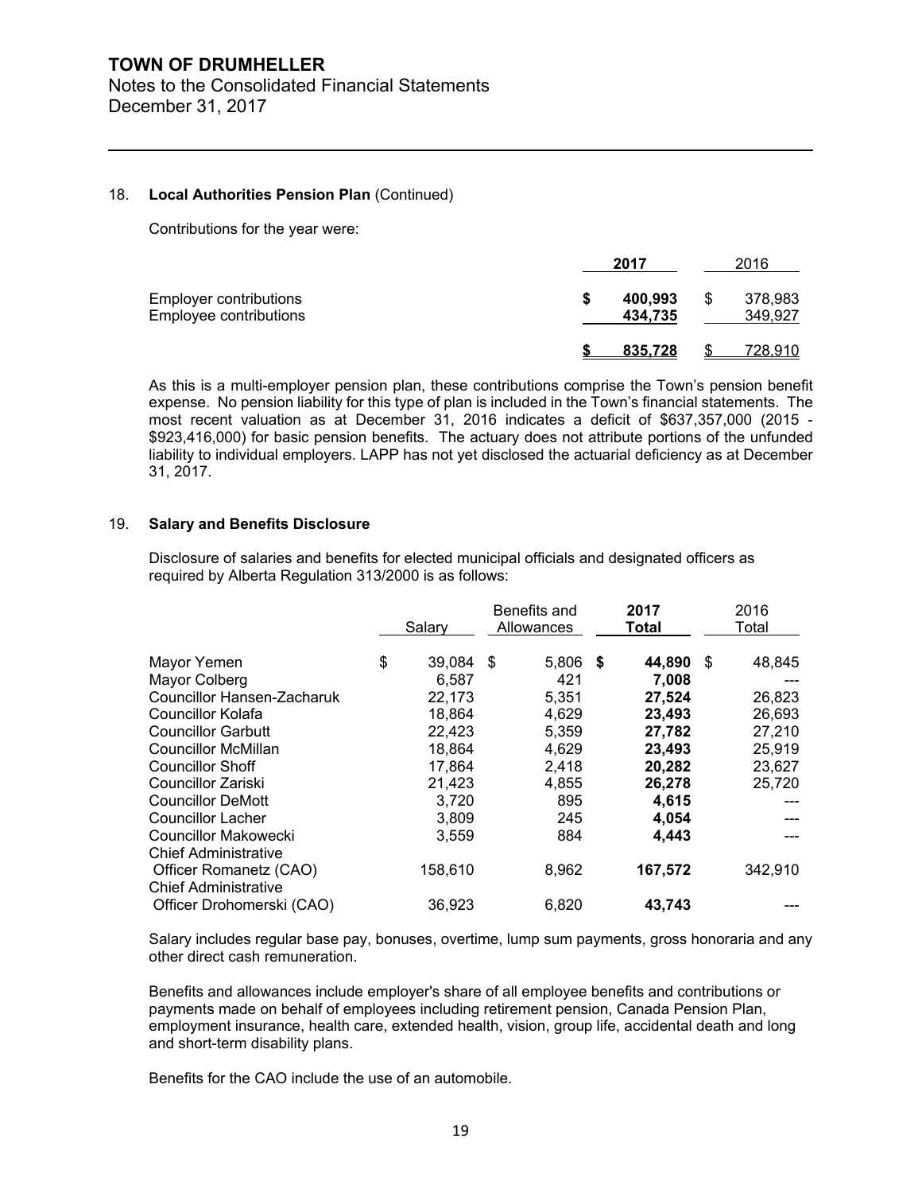**TOWN OF DRUMHELLER**
Notes to the Consolidated Financial Statements
December 31, 2017

## 18. Local Authorities Pension Plan (Continued)

Contributions for the year were:

| | 2017 | 2016 |
|---|---|---|
| Employer contributions | $ 400,993 | $ 378,983 |
| Employee contributions | 434,735 | 349,927 |
| | $ 835,728 | $ 728,910 |

As this is a multi-employer pension plan, these contributions comprise the Town's pension benefit expense. No pension liability for this type of plan is included in the Town's financial statements. The most recent valuation as at December 31, 2016 indicates a deficit of $637,357,000 (2015 - $923,416,000) for basic pension benefits. The actuary does not attribute portions of the unfunded liability to individual employers. LAPP has not yet disclosed the actuarial deficiency as at December 31, 2017.

## 19. Salary and Benefits Disclosure

Disclosure of salaries and benefits for elected municipal officials and designated officers as required by Alberta Regulation 313/2000 is as follows:

| | Salary | Benefits and Allowances | 2017 Total | 2016 Total |
|---|---|---|---|---|
| Mayor Yemen | $ 39,084 | $ 5,806 | $ 44,890 | $ 48,845 |
| Mayor Colberg | 6,587 | 421 | 7,008 | --- |
| Councillor Hansen-Zacharuk | 22,173 | 5,351 | 27,524 | 26,823 |
| Councillor Kolafa | 18,864 | 4,629 | 23,493 | 26,693 |
| Councillor Garbutt | 22,423 | 5,359 | 27,782 | 27,210 |
| Councillor McMillan | 18,864 | 4,629 | 23,493 | 25,919 |
| Councillor Shoff | 17,864 | 2,418 | 20,282 | 23,627 |
| Councillor Zariski | 21,423 | 4,855 | 26,278 | 25,720 |
| Councillor DeMott | 3,720 | 895 | 4,615 | --- |
| Councillor Lacher | 3,809 | 245 | 4,054 | --- |
| Councillor Makowecki | 3,559 | 884 | 4,443 | --- |
| Chief Administrative Officer Romanetz (CAO) | 158,610 | 8,962 | 167,572 | 342,910 |
| Chief Administrative Officer Drohomerski (CAO) | 36,923 | 6,820 | 43,743 | --- |

Salary includes regular base pay, bonuses, overtime, lump sum payments, gross honoraria and any other direct cash remuneration.

Benefits and allowances include employer's share of all employee benefits and contributions or payments made on behalf of employees including retirement pension, Canada Pension Plan, employment insurance, health care, extended health, vision, group life, accidental death and long and short-term disability plans.

Benefits for the CAO include the use of an automobile.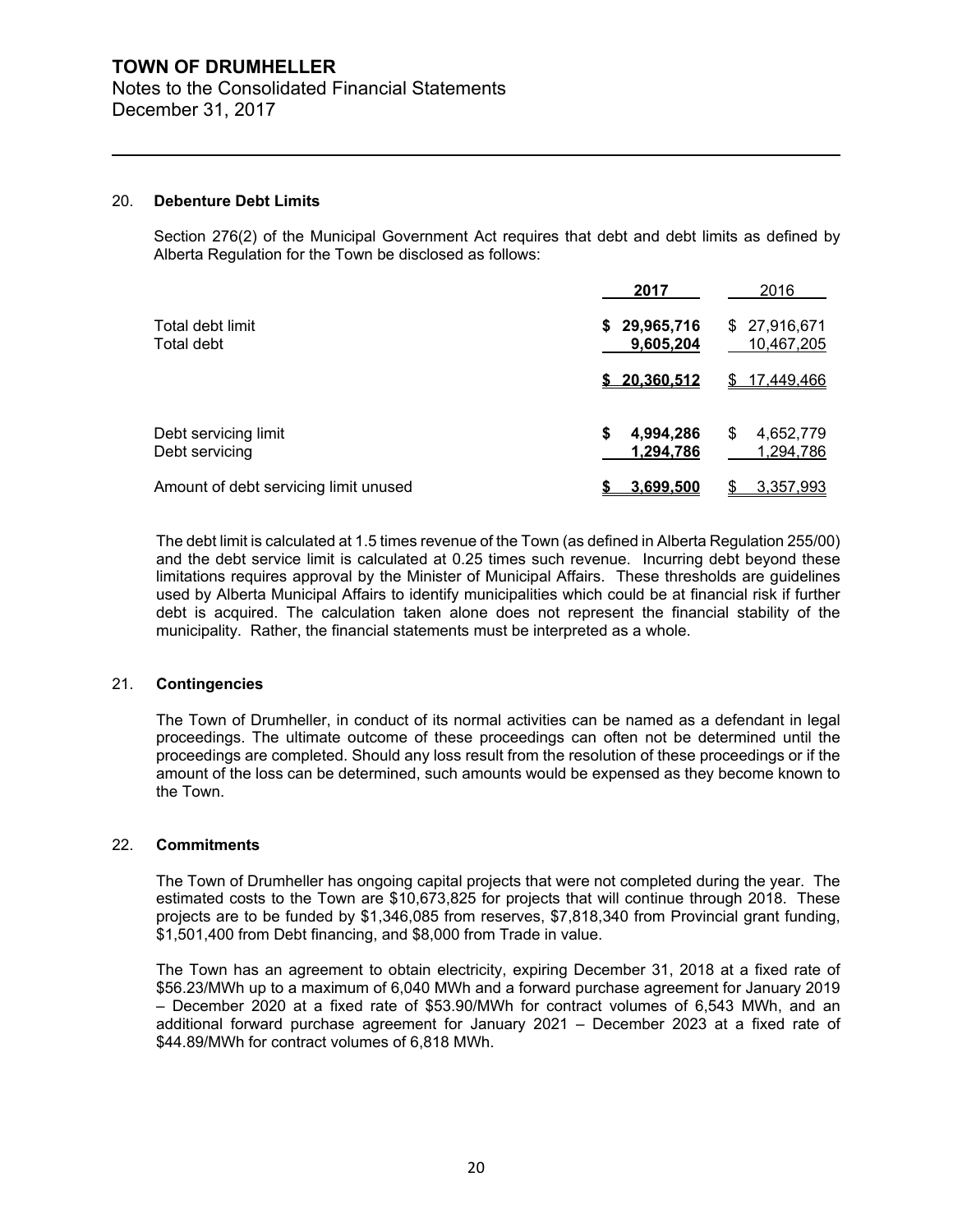### 20. **Debenture Debt Limits**

Section 276(2) of the Municipal Government Act requires that debt and debt limits as defined by Alberta Regulation for the Town be disclosed as follows:

| | **2017** | 2016 |
|---|---|---|
| Total debt limit | **$ 29,965,716** | $ 27,916,671 |
| Total debt | **9,605,204** | 10,467,205 |
| | **$ 20,360,512** | $ 17,449,466 |
| Debt servicing limit | **$ 4,994,286** | $ 4,652,779 |
| Debt servicing | **1,294,786** | 1,294,786 |
| Amount of debt servicing limit unused | **$ 3,699,500** | $ 3,357,993 |

The debt limit is calculated at 1.5 times revenue of the Town (as defined in Alberta Regulation 255/00) and the debt service limit is calculated at 0.25 times such revenue. Incurring debt beyond these limitations requires approval by the Minister of Municipal Affairs. These thresholds are guidelines used by Alberta Municipal Affairs to identify municipalities which could be at financial risk if further debt is acquired. The calculation taken alone does not represent the financial stability of the municipality. Rather, the financial statements must be interpreted as a whole.

### 21. **Contingencies**

The Town of Drumheller, in conduct of its normal activities can be named as a defendant in legal proceedings. The ultimate outcome of these proceedings can often not be determined until the proceedings are completed. Should any loss result from the resolution of these proceedings or if the amount of the loss can be determined, such amounts would be expensed as they become known to the Town.

### 22. **Commitments**

The Town of Drumheller has ongoing capital projects that were not completed during the year. The estimated costs to the Town are $10,673,825 for projects that will continue through 2018. These projects are to be funded by $1,346,085 from reserves, $7,818,340 from Provincial grant funding, $1,501,400 from Debt financing, and $8,000 from Trade in value.

The Town has an agreement to obtain electricity, expiring December 31, 2018 at a fixed rate of $56.23/MWh up to a maximum of 6,040 MWh and a forward purchase agreement for January 2019 – December 2020 at a fixed rate of $53.90/MWh for contract volumes of 6,543 MWh, and an additional forward purchase agreement for January 2021 – December 2023 at a fixed rate of $44.89/MWh for contract volumes of 6,818 MWh.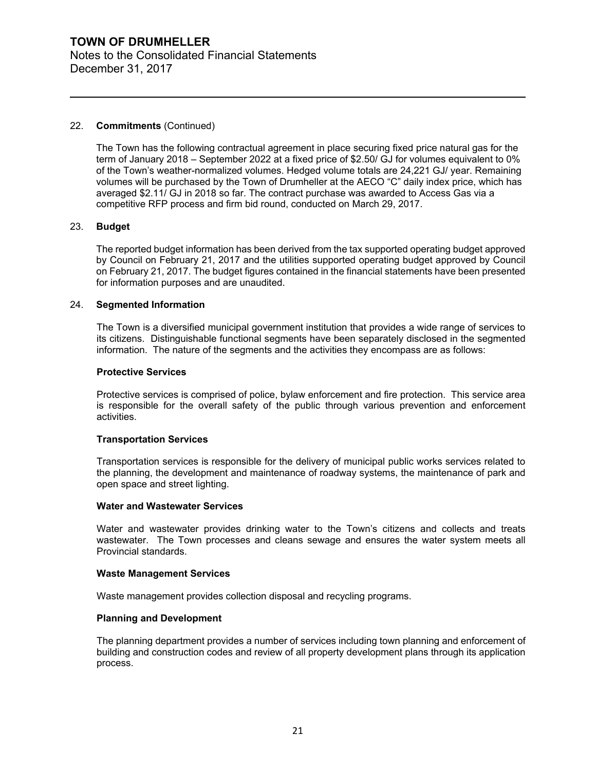22. **Commitments** (Continued)

The Town has the following contractual agreement in place securing fixed price natural gas for the term of January 2018 – September 2022 at a fixed price of $2.50/ GJ for volumes equivalent to 0% of the Town's weather-normalized volumes. Hedged volume totals are 24,221 GJ/ year. Remaining volumes will be purchased by the Town of Drumheller at the AECO "C" daily index price, which has averaged $2.11/ GJ in 2018 so far. The contract purchase was awarded to Access Gas via a competitive RFP process and firm bid round, conducted on March 29, 2017.

23. **Budget**

The reported budget information has been derived from the tax supported operating budget approved by Council on February 21, 2017 and the utilities supported operating budget approved by Council on February 21, 2017. The budget figures contained in the financial statements have been presented for information purposes and are unaudited.

24. **Segmented Information**

The Town is a diversified municipal government institution that provides a wide range of services to its citizens. Distinguishable functional segments have been separately disclosed in the segmented information. The nature of the segments and the activities they encompass are as follows:

**Protective Services**

Protective services is comprised of police, bylaw enforcement and fire protection. This service area is responsible for the overall safety of the public through various prevention and enforcement activities.

**Transportation Services**

Transportation services is responsible for the delivery of municipal public works services related to the planning, the development and maintenance of roadway systems, the maintenance of park and open space and street lighting.

**Water and Wastewater Services**

Water and wastewater provides drinking water to the Town's citizens and collects and treats wastewater. The Town processes and cleans sewage and ensures the water system meets all Provincial standards.

**Waste Management Services**

Waste management provides collection disposal and recycling programs.

**Planning and Development**

The planning department provides a number of services including town planning and enforcement of building and construction codes and review of all property development plans through its application process.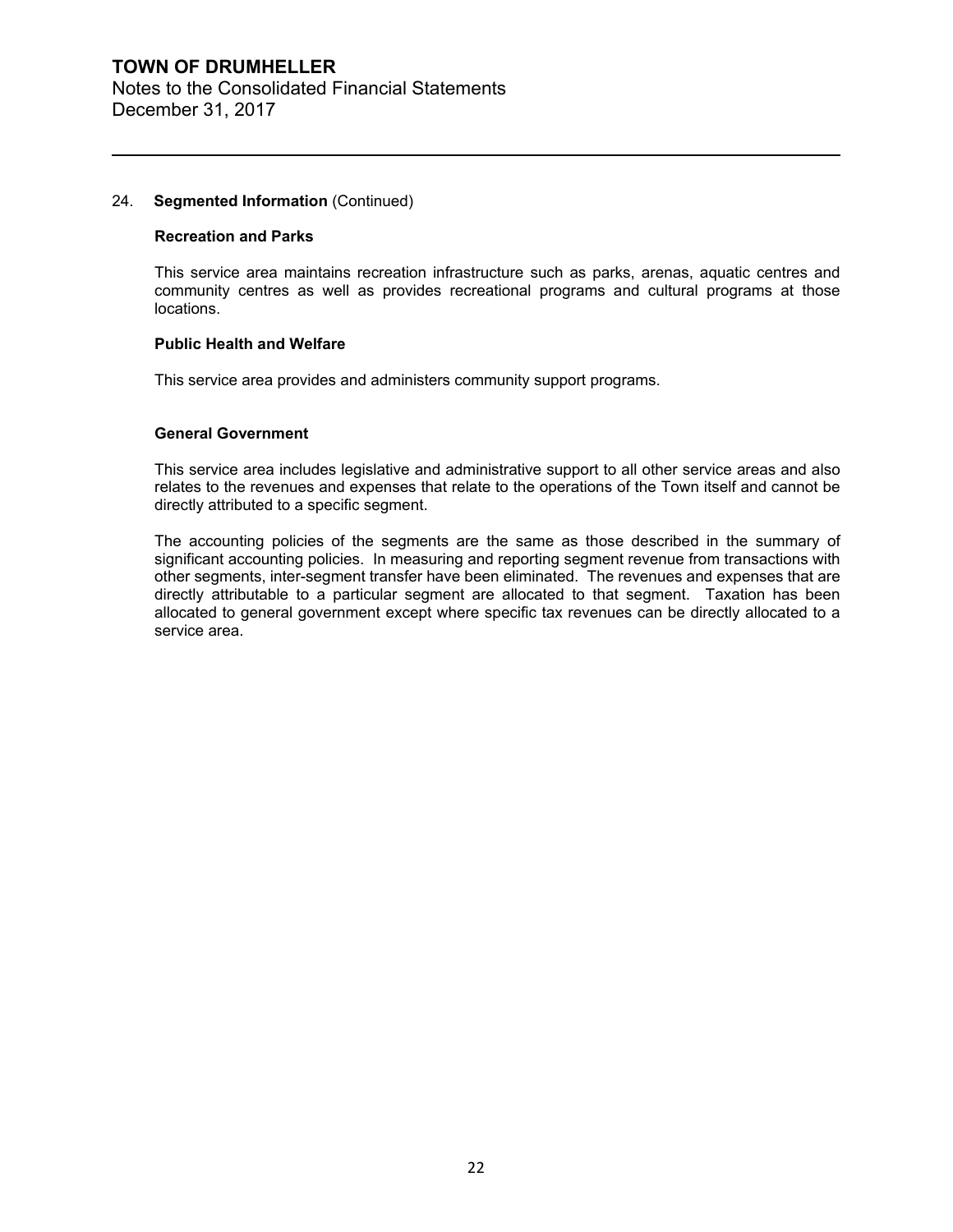## 24. **Segmented Information** (Continued)

### Recreation and Parks

This service area maintains recreation infrastructure such as parks, arenas, aquatic centres and community centres as well as provides recreational programs and cultural programs at those locations.

### Public Health and Welfare

This service area provides and administers community support programs.

### General Government

This service area includes legislative and administrative support to all other service areas and also relates to the revenues and expenses that relate to the operations of the Town itself and cannot be directly attributed to a specific segment.

The accounting policies of the segments are the same as those described in the summary of significant accounting policies. In measuring and reporting segment revenue from transactions with other segments, inter-segment transfer have been eliminated. The revenues and expenses that are directly attributable to a particular segment are allocated to that segment. Taxation has been allocated to general government except where specific tax revenues can be directly allocated to a service area.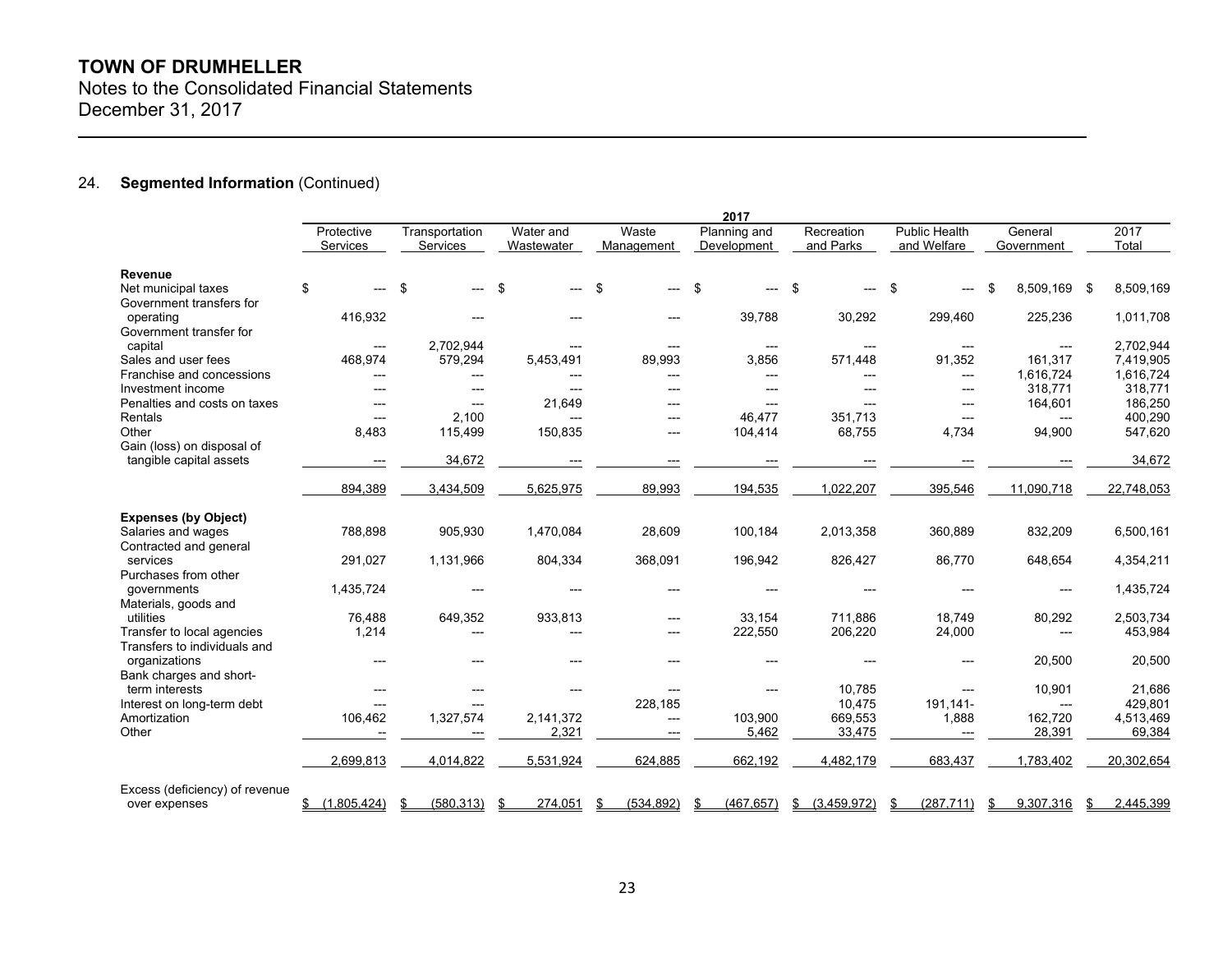## TOWN OF DRUMHELLER
Notes to the Consolidated Financial Statements
December 31, 2017

### 24. Segmented Information (Continued)

| | 2017 | | | | | | | | |
|---|---|---|---|---|---|---|---|---|---|
| | Protective Services | Transportation Services | Water and Wastewater | Waste Management | Planning and Development | Recreation and Parks | Public Health and Welfare | General Government | 2017 Total |
| **Revenue** | | | | | | | | | |
| Net municipal taxes | $ --- | $ --- | $ --- | $ --- | $ --- | $ --- | $ --- | $ 8,509,169 | $ 8,509,169 |
| Government transfers for operating | 416,932 | --- | --- | --- | 39,788 | 30,292 | 299,460 | 225,236 | 1,011,708 |
| Government transfer for capital | --- | 2,702,944 | --- | --- | --- | --- | --- | --- | 2,702,944 |
| Sales and user fees | 468,974 | 579,294 | 5,453,491 | 89,993 | 3,856 | 571,448 | 91,352 | 161,317 | 7,419,905 |
| Franchise and concessions | --- | --- | --- | --- | --- | --- | --- | 1,616,724 | 1,616,724 |
| Investment income | --- | --- | --- | --- | --- | --- | --- | 318,771 | 318,771 |
| Penalties and costs on taxes | --- | --- | 21,649 | --- | --- | --- | --- | 164,601 | 186,250 |
| Rentals | --- | 2,100 | --- | --- | 46,477 | 351,713 | --- | --- | 400,290 |
| Other | 8,483 | 115,499 | 150,835 | --- | 104,414 | 68,755 | 4,734 | 94,900 | 547,620 |
| Gain (loss) on disposal of tangible capital assets | --- | 34,672 | --- | --- | --- | --- | --- | --- | 34,672 |
| | 894,389 | 3,434,509 | 5,625,975 | 89,993 | 194,535 | 1,022,207 | 395,546 | 11,090,718 | 22,748,053 |
| **Expenses (by Object)** | | | | | | | | | |
| Salaries and wages | 788,898 | 905,930 | 1,470,084 | 28,609 | 100,184 | 2,013,358 | 360,889 | 832,209 | 6,500,161 |
| Contracted and general services | 291,027 | 1,131,966 | 804,334 | 368,091 | 196,942 | 826,427 | 86,770 | 648,654 | 4,354,211 |
| Purchases from other governments | 1,435,724 | --- | --- | --- | --- | --- | --- | --- | 1,435,724 |
| Materials, goods and utilities | 76,488 | 649,352 | 933,813 | --- | 33,154 | 711,886 | 18,749 | 80,292 | 2,503,734 |
| Transfer to local agencies | 1,214 | --- | --- | --- | 222,550 | 206,220 | 24,000 | --- | 453,984 |
| Transfers to individuals and organizations | --- | --- | --- | --- | --- | --- | --- | 20,500 | 20,500 |
| Bank charges and short-term interests | --- | --- | --- | --- | --- | 10,785 | --- | 10,901 | 21,686 |
| Interest on long-term debt | --- | --- | | 228,185 | | 10,475 | 191,141- | --- | 429,801 |
| Amortization | 106,462 | 1,327,574 | 2,141,372 | --- | 103,900 | 669,553 | 1,888 | 162,720 | 4,513,469 |
| Other | -- | --- | 2,321 | --- | 5,462 | 33,475 | --- | 28,391 | 69,384 |
| | 2,699,813 | 4,014,822 | 5,531,924 | 624,885 | 662,192 | 4,482,179 | 683,437 | 1,783,402 | 20,302,654 |
| Excess (deficiency) of revenue over expenses | $ (1,805,424) | $ (580,313) | $ 274,051 | $ (534,892) | $ (467,657) | $ (3,459,972) | $ (287,711) | $ 9,307,316 | $ 2,445,399 |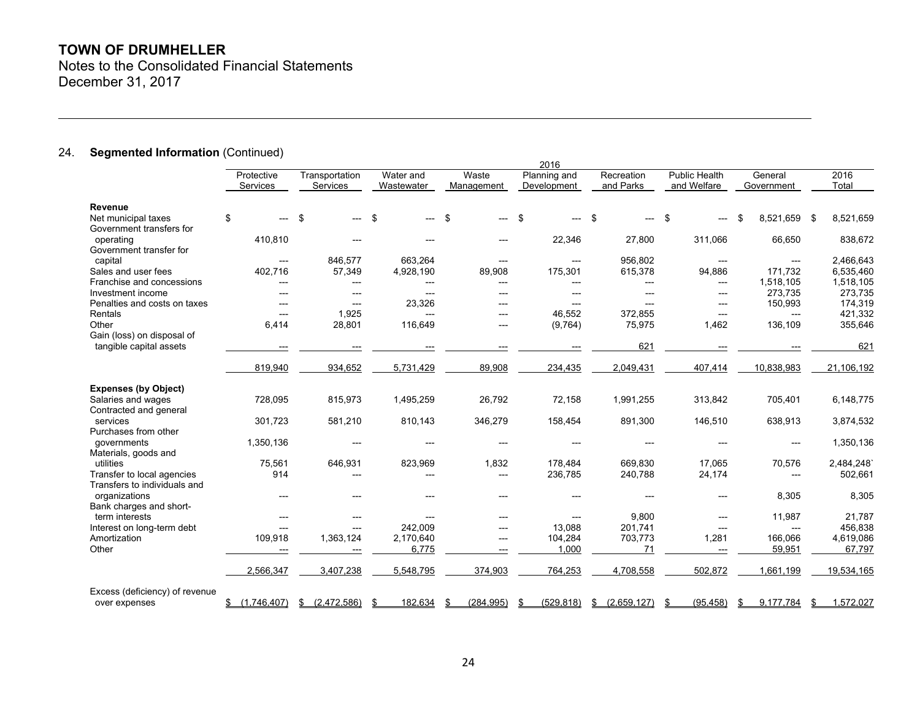## TOWN OF DRUMHELLER

Notes to the Consolidated Financial Statements
December 31, 2017

### 24. **Segmented Information** (Continued)

| | 2016 | | | | | | | | |
|---|---|---|---|---|---|---|---|---|---|
| | Protective Services | Transportation Services | Water and Wastewater | Waste Management | Planning and Development | Recreation and Parks | Public Health and Welfare | General Government | 2016 Total |
| **Revenue** | | | | | | | | | |
| Net municipal taxes | $ --- | $ --- | $ --- | $ --- | $ --- | $ --- | $ --- | $ 8,521,659 | $ 8,521,659 |
| Government transfers for operating | 410,810 | --- | --- | --- | 22,346 | 27,800 | 311,066 | 66,650 | 838,672 |
| Government transfer for capital | --- | 846,577 | 663,264 | --- | --- | 956,802 | --- | --- | 2,466,643 |
| Sales and user fees | 402,716 | 57,349 | 4,928,190 | 89,908 | 175,301 | 615,378 | 94,886 | 171,732 | 6,535,460 |
| Franchise and concessions | --- | --- | --- | --- | --- | --- | --- | 1,518,105 | 1,518,105 |
| Investment income | --- | --- | --- | --- | --- | --- | --- | 273,735 | 273,735 |
| Penalties and costs on taxes | --- | --- | 23,326 | --- | --- | --- | --- | 150,993 | 174,319 |
| Rentals | --- | 1,925 | --- | --- | 46,552 | 372,855 | --- | --- | 421,332 |
| Other | 6,414 | 28,801 | 116,649 | --- | (9,764) | 75,975 | 1,462 | 136,109 | 355,646 |
| Gain (loss) on disposal of tangible capital assets | --- | --- | --- | --- | --- | 621 | --- | --- | 621 |
| | 819,940 | 934,652 | 5,731,429 | 89,908 | 234,435 | 2,049,431 | 407,414 | 10,838,983 | 21,106,192 |
| **Expenses (by Object)** | | | | | | | | | |
| Salaries and wages | 728,095 | 815,973 | 1,495,259 | 26,792 | 72,158 | 1,991,255 | 313,842 | 705,401 | 6,148,775 |
| Contracted and general services | 301,723 | 581,210 | 810,143 | 346,279 | 158,454 | 891,300 | 146,510 | 638,913 | 3,874,532 |
| Purchases from other governments | 1,350,136 | --- | --- | --- | --- | --- | --- | --- | 1,350,136 |
| Materials, goods and utilities | 75,561 | 646,931 | 823,969 | 1,832 | 178,484 | 669,830 | 17,065 | 70,576 | 2,484,248` |
| Transfer to local agencies | 914 | --- | --- | --- | 236,785 | 240,788 | 24,174 | --- | 502,661 |
| Transfers to individuals and organizations | --- | --- | --- | --- | --- | --- | --- | 8,305 | 8,305 |
| Bank charges and short-term interests | --- | --- | --- | --- | --- | 9,800 | --- | 11,987 | 21,787 |
| Interest on long-term debt | --- | --- | 242,009 | --- | 13,088 | 201,741 | --- | --- | 456,838 |
| Amortization | 109,918 | 1,363,124 | 2,170,640 | --- | 104,284 | 703,773 | 1,281 | 166,066 | 4,619,086 |
| Other | --- | --- | 6,775 | --- | 1,000 | 71 | --- | 59,951 | 67,797 |
| | 2,566,347 | 3,407,238 | 5,548,795 | 374,903 | 764,253 | 4,708,558 | 502,872 | 1,661,199 | 19,534,165 |
| Excess (deficiency) of revenue over expenses | $ (1,746,407) | $ (2,472,586) | $ 182,634 | $ (284,995) | $ (529,818) | $ (2,659,127) | $ (95,458) | $ 9,177,784 | $ 1,572,027 |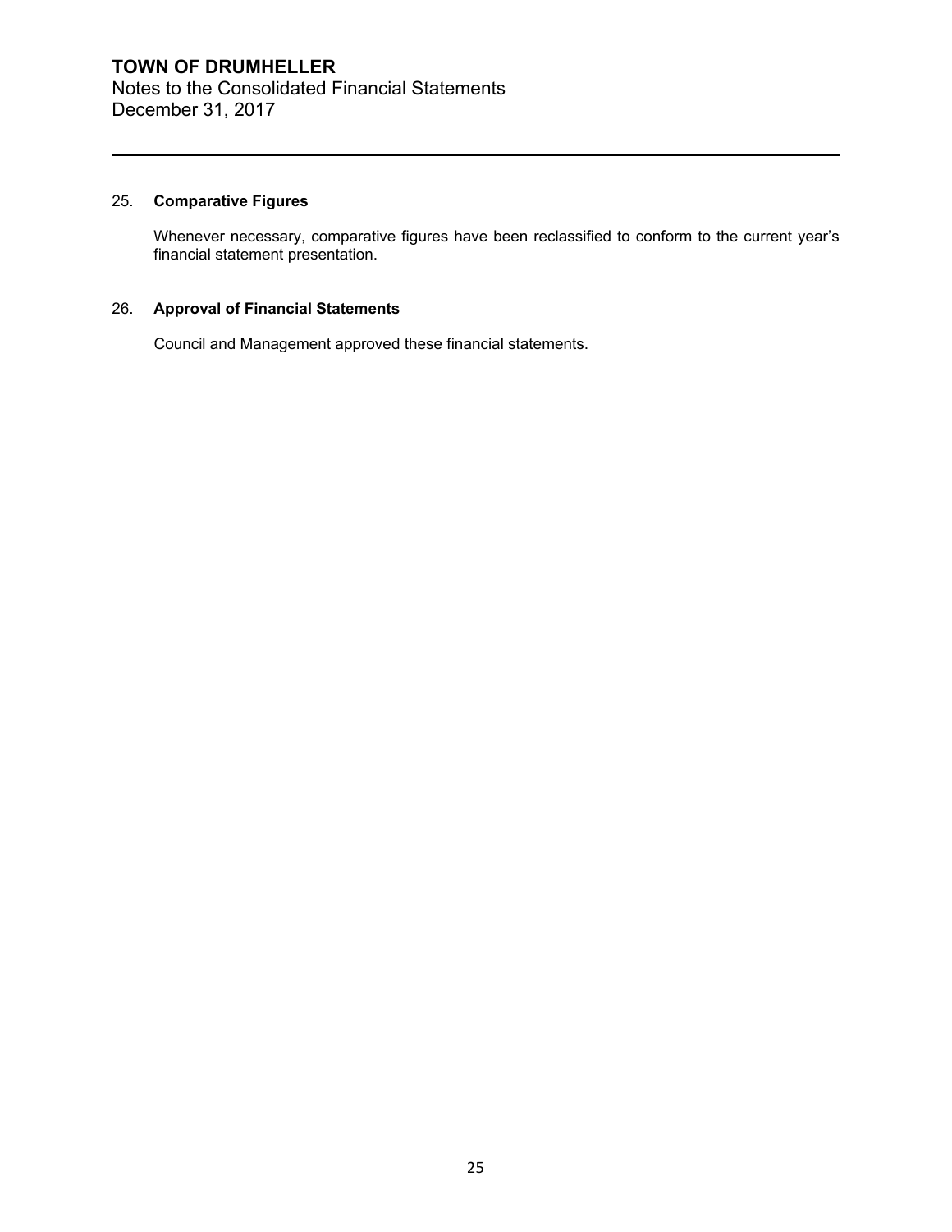## 25. **Comparative Figures**

Whenever necessary, comparative figures have been reclassified to conform to the current year's financial statement presentation.

## 26. **Approval of Financial Statements**

Council and Management approved these financial statements.